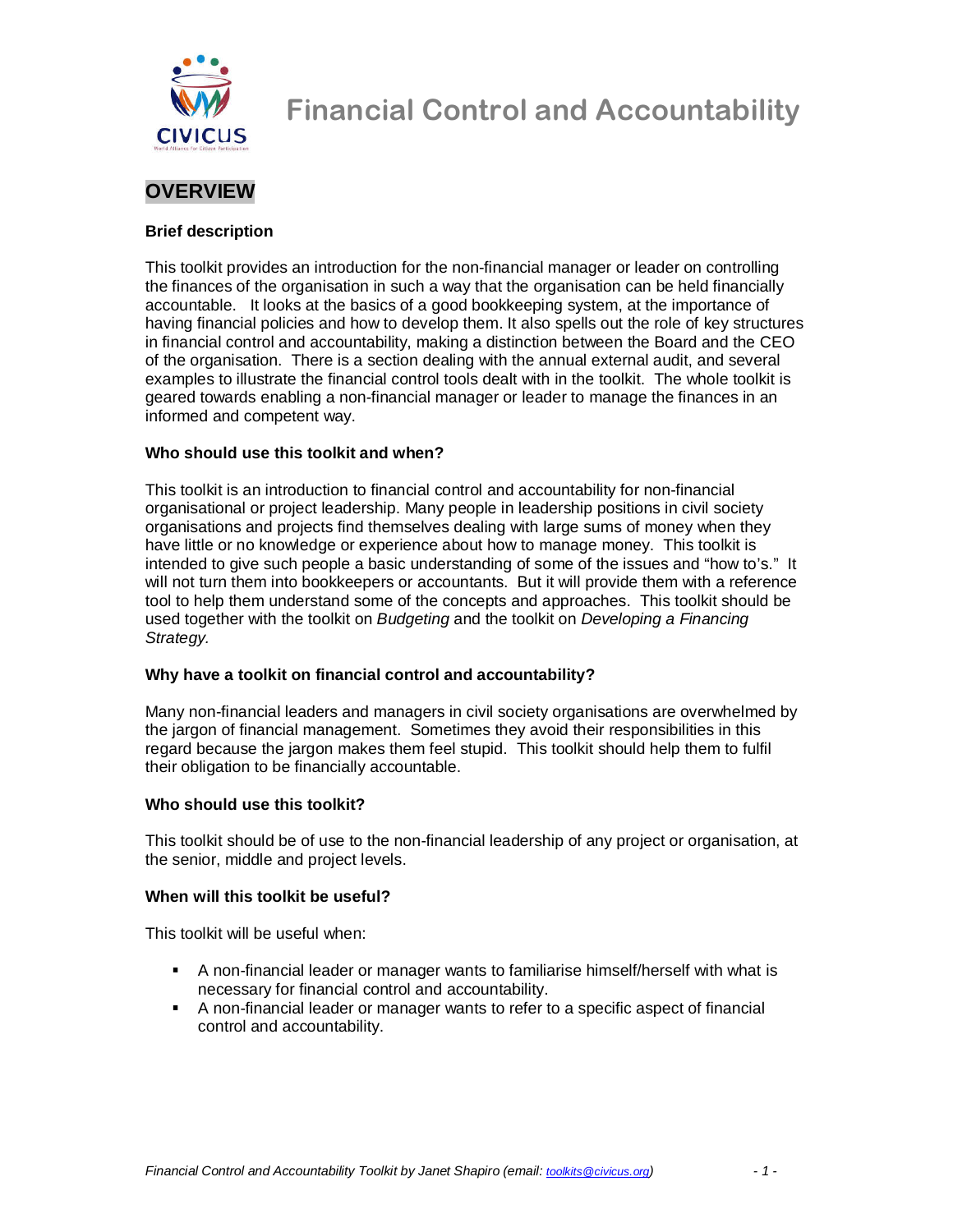// Financial Control and Accountability

## OVERVIEW

### Brief description

This toolkit provides an introduction for the non-financial manager or leader on controlling the finances of the organisation in such a way that the organisation can be held financially accountable. It looks at the basics of a good bookkeeping system, at the importance of having financial policies and how to develop them. It also spells out the role of key structures in financial control and accountability, making a distinction between the Board and the CEO of the organisation. There is a section dealing with the annual external audit, and several examples to illustrate the financial control tools dealt with in the toolkit. The whole toolkit is geared towards enabling a non-financial manager or leader to manage the finances in an informed and competent way.

### Who should use this toolkit and when?

This toolkit is an introduction to financial control and accountability for non-financial organisational or project leadership. Many people in leadership positions in civil society organisations and projects find themselves dealing with large sums of money when they have little or no knowledge or experience about how to manage money. This toolkit is intended to give such people a basic understanding of some of the issues and "how to's." It will not turn them into bookkeepers or accountants. But it will provide them with a reference tool to help them understand some of the concepts and approaches. This toolkit should be used together with the toolkit on *Budgeting* and the toolkit on *Developing a Financing Strategy.*

### Why have a toolkit on financial control and accountability?

Many non-financial leaders and managers in civil society organisations are overwhelmed by the jargon of financial management. Sometimes they avoid their responsibilities in this regard because the jargon makes them feel stupid. This toolkit should help them to fulfil their obligation to be financially accountable.

### Who should use this toolkit?

This toolkit should be of use to the non-financial leadership of any project or organisation, at the senior, middle and project levels.

### When will this toolkit be useful?

This toolkit will be useful when:

- A non-financial leader or manager wants to familiarise himself/herself with what is necessary for financial control and accountability.
- A non-financial leader or manager wants to refer to a specific aspect of financial control and accountability.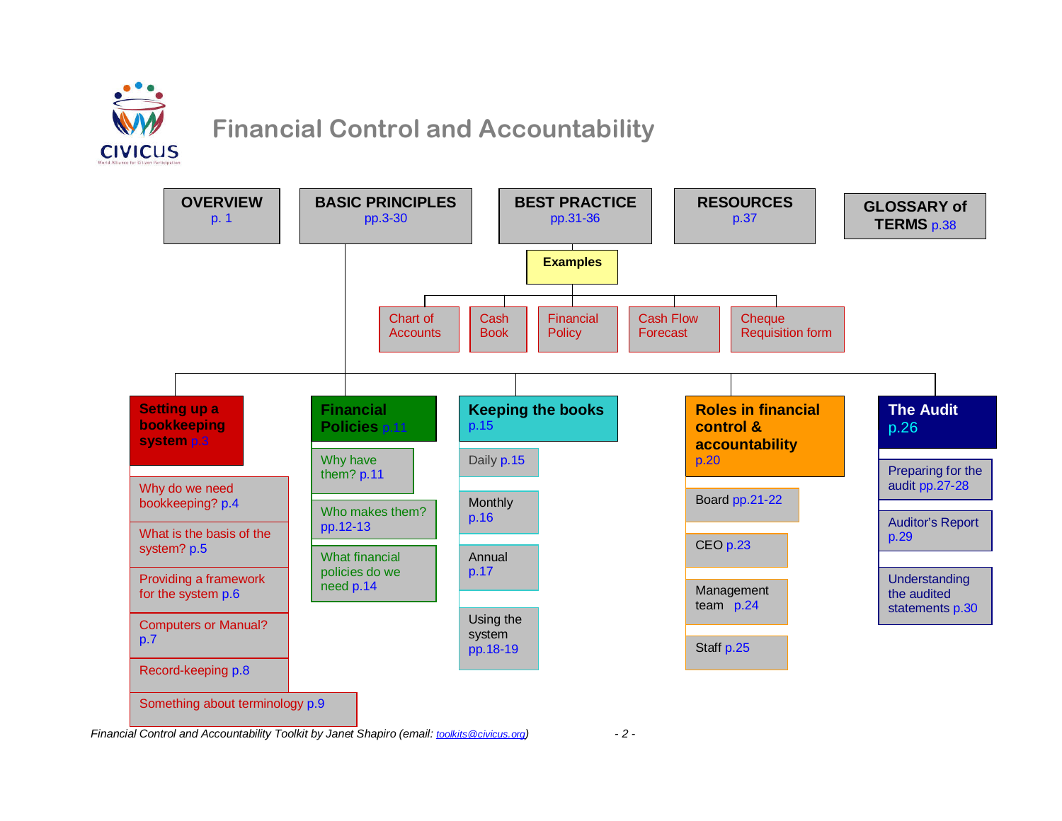# Financial Control and Accountability

- **OVERVIEW** p. 1
- **BASIC PRINCIPLES** pp.3-30
- **BEST PRACTICE** pp.31-36
  - **Examples**
    - Chart of Accounts
    - Cash Book
    - Financial Policy
    - Cash Flow Forecast
    - Cheque Requisition form
- **RESOURCES** p.37
- **GLOSSARY of TERMS** p.38

## BASIC PRINCIPLES

### Setting up a bookkeeping system p.3
- Why do we need bookkeeping? p.4
- What is the basis of the system? p.5
- Providing a framework for the system p.6
- Computers or Manual? p.7
- Record-keeping p.8
- Something about terminology p.9

### Financial Policies p.11
- Why have them? p.11
- Who makes them? pp.12-13
- What financial policies do we need p.14

### Keeping the books p.15
- Daily p.15
- Monthly p.16
- Annual p.17
- Using the system pp.18-19

### Roles in financial control & accountability p.20
- Board pp.21-22
- CEO p.23
- Management team p.24
- Staff p.25

### The Audit p.26
- Preparing for the audit pp.27-28
- Auditor's Report p.29
- Understanding the audited statements p.30

*Financial Control and Accountability Toolkit by Janet Shapiro (email: toolkits@civicus.org)*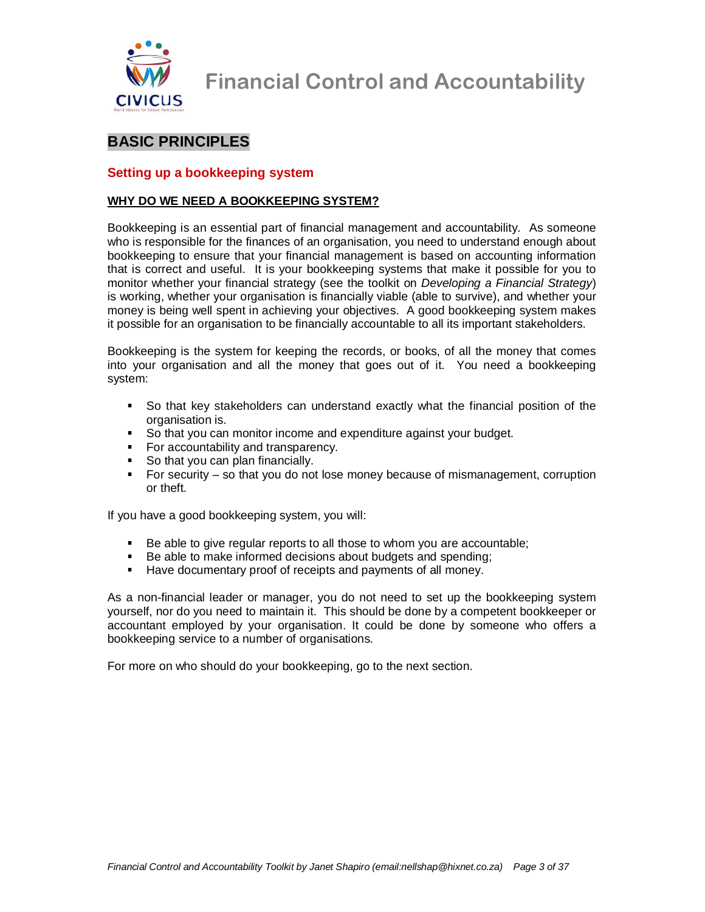## BASIC PRINCIPLES

### Setting up a bookkeeping system

**WHY DO WE NEED A BOOKKEEPING SYSTEM?**

Bookkeeping is an essential part of financial management and accountability. As someone who is responsible for the finances of an organisation, you need to understand enough about bookkeeping to ensure that your financial management is based on accounting information that is correct and useful. It is your bookkeeping systems that make it possible for you to monitor whether your financial strategy (see the toolkit on *Developing a Financial Strategy*) is working, whether your organisation is financially viable (able to survive), and whether your money is being well spent in achieving your objectives. A good bookkeeping system makes it possible for an organisation to be financially accountable to all its important stakeholders.

Bookkeeping is the system for keeping the records, or books, of all the money that comes into your organisation and all the money that goes out of it. You need a bookkeeping system:

- So that key stakeholders can understand exactly what the financial position of the organisation is.
- So that you can monitor income and expenditure against your budget.
- For accountability and transparency.
- So that you can plan financially.
- For security – so that you do not lose money because of mismanagement, corruption or theft.

If you have a good bookkeeping system, you will:

- Be able to give regular reports to all those to whom you are accountable;
- Be able to make informed decisions about budgets and spending;
- Have documentary proof of receipts and payments of all money.

As a non-financial leader or manager, you do not need to set up the bookkeeping system yourself, nor do you need to maintain it. This should be done by a competent bookkeeper or accountant employed by your organisation. It could be done by someone who offers a bookkeeping service to a number of organisations.

For more on who should do your bookkeeping, go to the next section.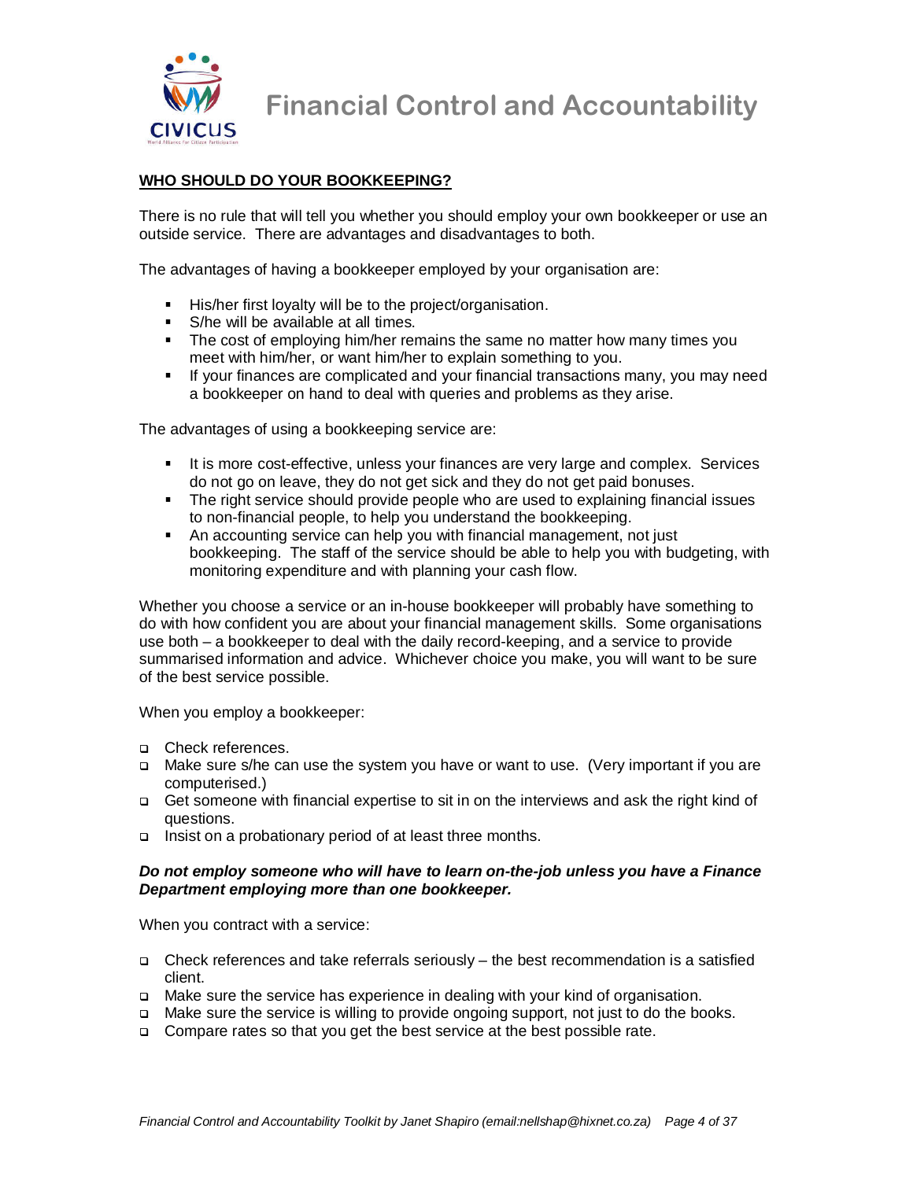## WHO SHOULD DO YOUR BOOKKEEPING?

There is no rule that will tell you whether you should employ your own bookkeeper or use an outside service. There are advantages and disadvantages to both.

The advantages of having a bookkeeper employed by your organisation are:

- His/her first loyalty will be to the project/organisation.
- S/he will be available at all times.
- The cost of employing him/her remains the same no matter how many times you meet with him/her, or want him/her to explain something to you.
- If your finances are complicated and your financial transactions many, you may need a bookkeeper on hand to deal with queries and problems as they arise.

The advantages of using a bookkeeping service are:

- It is more cost-effective, unless your finances are very large and complex. Services do not go on leave, they do not get sick and they do not get paid bonuses.
- The right service should provide people who are used to explaining financial issues to non-financial people, to help you understand the bookkeeping.
- An accounting service can help you with financial management, not just bookkeeping. The staff of the service should be able to help you with budgeting, with monitoring expenditure and with planning your cash flow.

Whether you choose a service or an in-house bookkeeper will probably have something to do with how confident you are about your financial management skills. Some organisations use both – a bookkeeper to deal with the daily record-keeping, and a service to provide summarised information and advice. Whichever choice you make, you will want to be sure of the best service possible.

When you employ a bookkeeper:

- Check references.
- Make sure s/he can use the system you have or want to use. (Very important if you are computerised.)
- Get someone with financial expertise to sit in on the interviews and ask the right kind of questions.
- Insist on a probationary period of at least three months.

***Do not employ someone who will have to learn on-the-job unless you have a Finance Department employing more than one bookkeeper.***

When you contract with a service:

- Check references and take referrals seriously – the best recommendation is a satisfied client.
- Make sure the service has experience in dealing with your kind of organisation.
- Make sure the service is willing to provide ongoing support, not just to do the books.
- Compare rates so that you get the best service at the best possible rate.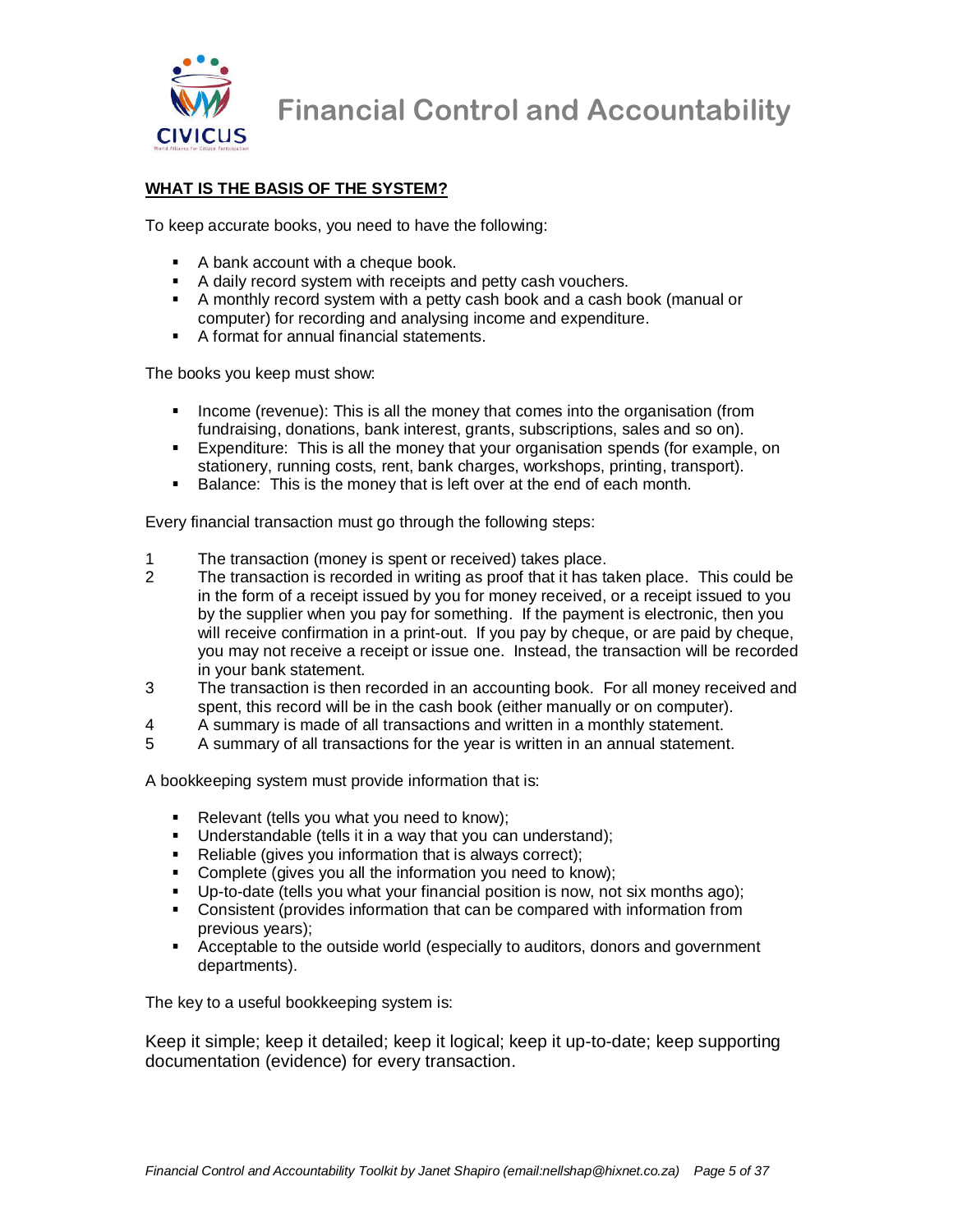## WHAT IS THE BASIS OF THE SYSTEM?

To keep accurate books, you need to have the following:

- A bank account with a cheque book.
- A daily record system with receipts and petty cash vouchers.
- A monthly record system with a petty cash book and a cash book (manual or computer) for recording and analysing income and expenditure.
- A format for annual financial statements.

The books you keep must show:

- Income (revenue): This is all the money that comes into the organisation (from fundraising, donations, bank interest, grants, subscriptions, sales and so on).
- Expenditure: This is all the money that your organisation spends (for example, on stationery, running costs, rent, bank charges, workshops, printing, transport).
- Balance: This is the money that is left over at the end of each month.

Every financial transaction must go through the following steps:

1. The transaction (money is spent or received) takes place.
2. The transaction is recorded in writing as proof that it has taken place. This could be in the form of a receipt issued by you for money received, or a receipt issued to you by the supplier when you pay for something. If the payment is electronic, then you will receive confirmation in a print-out. If you pay by cheque, or are paid by cheque, you may not receive a receipt or issue one. Instead, the transaction will be recorded in your bank statement.
3. The transaction is then recorded in an accounting book. For all money received and spent, this record will be in the cash book (either manually or on computer).
4. A summary is made of all transactions and written in a monthly statement.
5. A summary of all transactions for the year is written in an annual statement.

A bookkeeping system must provide information that is:

- Relevant (tells you what you need to know);
- Understandable (tells it in a way that you can understand);
- Reliable (gives you information that is always correct);
- Complete (gives you all the information you need to know);
- Up-to-date (tells you what your financial position is now, not six months ago);
- Consistent (provides information that can be compared with information from previous years);
- Acceptable to the outside world (especially to auditors, donors and government departments).

The key to a useful bookkeeping system is:

Keep it simple; keep it detailed; keep it logical; keep it up-to-date; keep supporting documentation (evidence) for every transaction.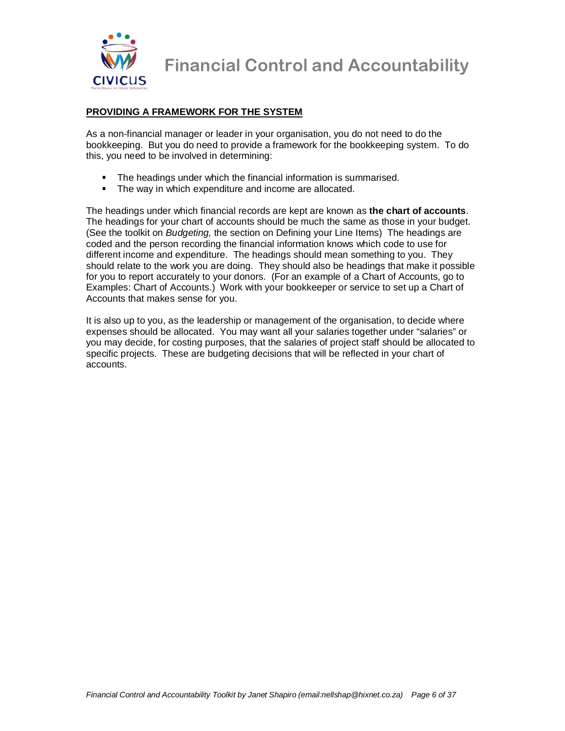## PROVIDING A FRAMEWORK FOR THE SYSTEM

As a non-financial manager or leader in your organisation, you do not need to do the bookkeeping. But you do need to provide a framework for the bookkeeping system. To do this, you need to be involved in determining:

- The headings under which the financial information is summarised.
- The way in which expenditure and income are allocated.

The headings under which financial records are kept are known as **the chart of accounts**. The headings for your chart of accounts should be much the same as those in your budget. (See the toolkit on *Budgeting,* the section on Defining your Line Items) The headings are coded and the person recording the financial information knows which code to use for different income and expenditure. The headings should mean something to you. They should relate to the work you are doing. They should also be headings that make it possible for you to report accurately to your donors. (For an example of a Chart of Accounts, go to Examples: Chart of Accounts.) Work with your bookkeeper or service to set up a Chart of Accounts that makes sense for you.

It is also up to you, as the leadership or management of the organisation, to decide where expenses should be allocated. You may want all your salaries together under "salaries" or you may decide, for costing purposes, that the salaries of project staff should be allocated to specific projects. These are budgeting decisions that will be reflected in your chart of accounts.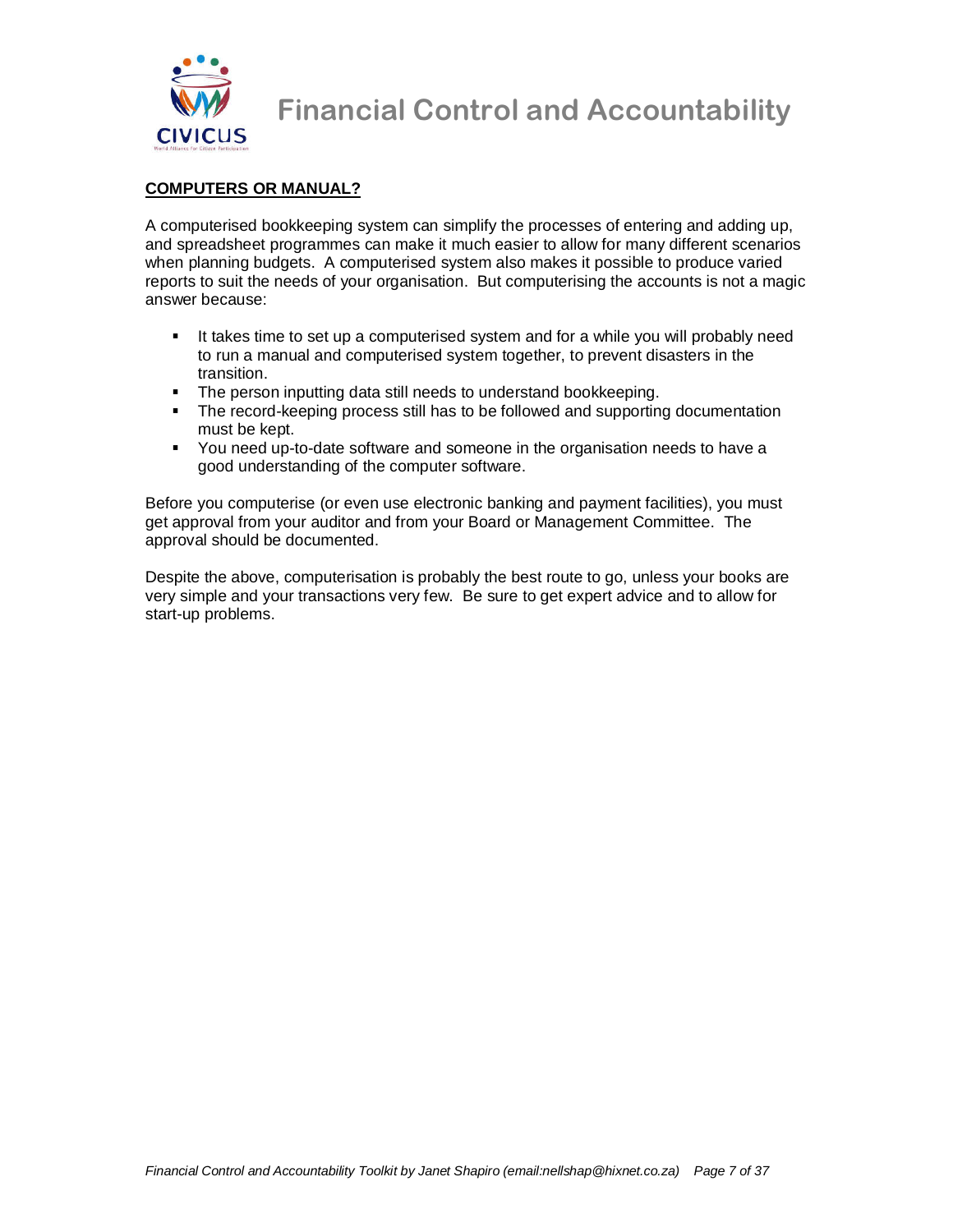## COMPUTERS OR MANUAL?

A computerised bookkeeping system can simplify the processes of entering and adding up, and spreadsheet programmes can make it much easier to allow for many different scenarios when planning budgets. A computerised system also makes it possible to produce varied reports to suit the needs of your organisation. But computerising the accounts is not a magic answer because:

- It takes time to set up a computerised system and for a while you will probably need to run a manual and computerised system together, to prevent disasters in the transition.
- The person inputting data still needs to understand bookkeeping.
- The record-keeping process still has to be followed and supporting documentation must be kept.
- You need up-to-date software and someone in the organisation needs to have a good understanding of the computer software.

Before you computerise (or even use electronic banking and payment facilities), you must get approval from your auditor and from your Board or Management Committee. The approval should be documented.

Despite the above, computerisation is probably the best route to go, unless your books are very simple and your transactions very few. Be sure to get expert advice and to allow for start-up problems.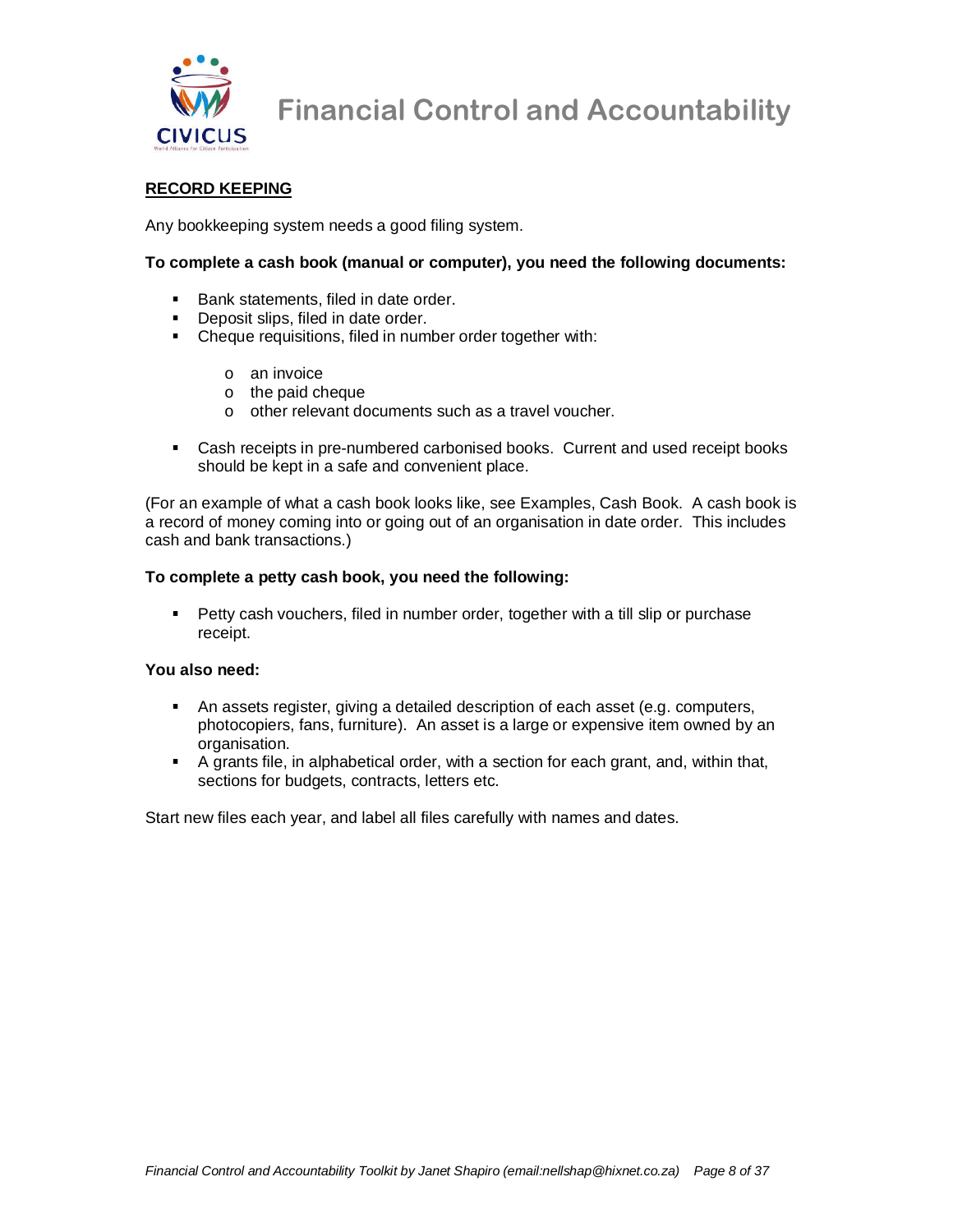## RECORD KEEPING

Any bookkeeping system needs a good filing system.

**To complete a cash book (manual or computer), you need the following documents:**

- Bank statements, filed in date order.
- Deposit slips, filed in date order.
- Cheque requisitions, filed in number order together with:
  - an invoice
  - the paid cheque
  - other relevant documents such as a travel voucher.
- Cash receipts in pre-numbered carbonised books. Current and used receipt books should be kept in a safe and convenient place.

(For an example of what a cash book looks like, see Examples, Cash Book. A cash book is a record of money coming into or going out of an organisation in date order. This includes cash and bank transactions.)

**To complete a petty cash book, you need the following:**

- Petty cash vouchers, filed in number order, together with a till slip or purchase receipt.

**You also need:**

- An assets register, giving a detailed description of each asset (e.g. computers, photocopiers, fans, furniture). An asset is a large or expensive item owned by an organisation.
- A grants file, in alphabetical order, with a section for each grant, and, within that, sections for budgets, contracts, letters etc.

Start new files each year, and label all files carefully with names and dates.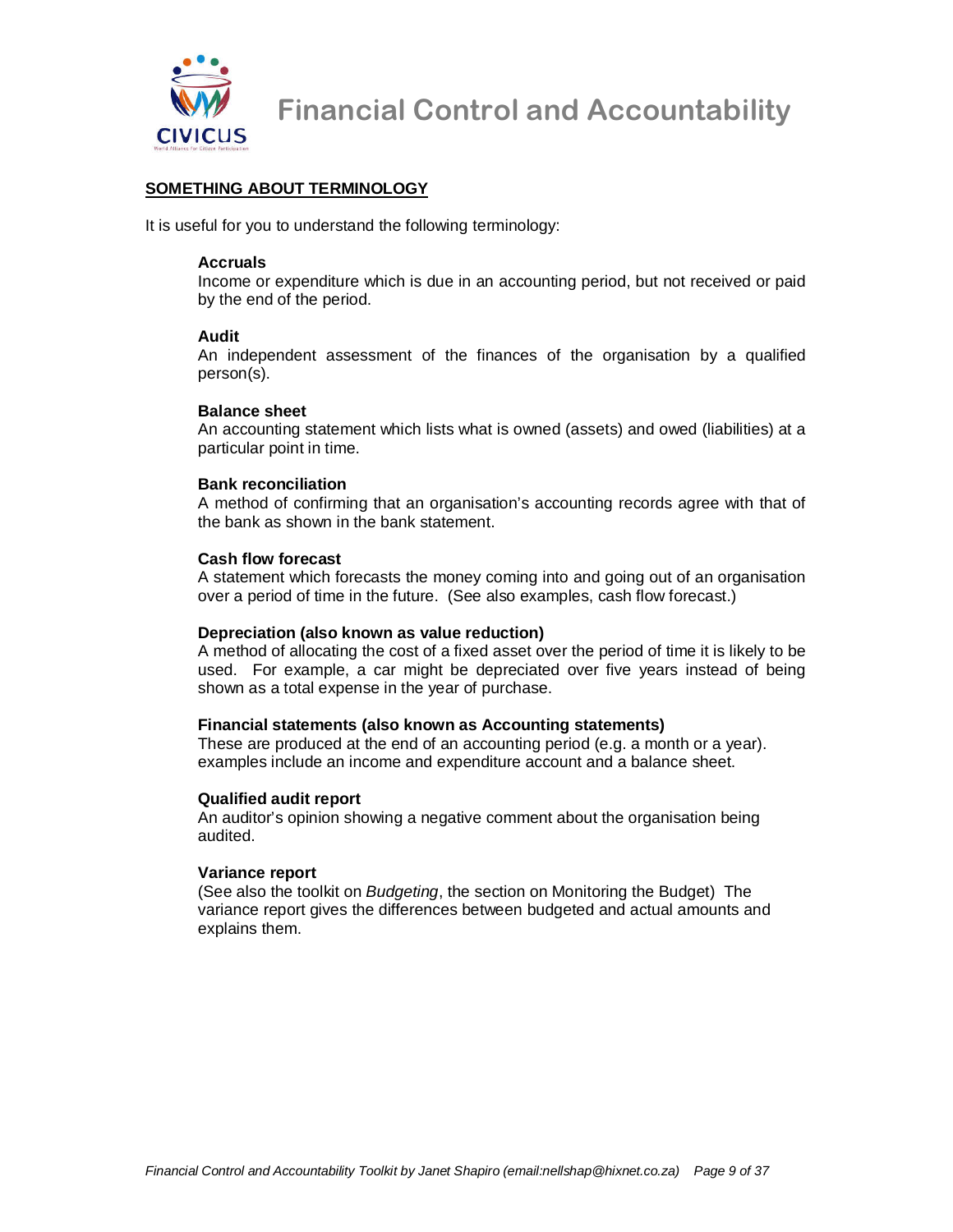## SOMETHING ABOUT TERMINOLOGY

It is useful for you to understand the following terminology:

**Accruals**
Income or expenditure which is due in an accounting period, but not received or paid by the end of the period.

**Audit**
An independent assessment of the finances of the organisation by a qualified person(s).

**Balance sheet**
An accounting statement which lists what is owned (assets) and owed (liabilities) at a particular point in time.

**Bank reconciliation**
A method of confirming that an organisation's accounting records agree with that of the bank as shown in the bank statement.

**Cash flow forecast**
A statement which forecasts the money coming into and going out of an organisation over a period of time in the future. (See also examples, cash flow forecast.)

**Depreciation (also known as value reduction)**
A method of allocating the cost of a fixed asset over the period of time it is likely to be used. For example, a car might be depreciated over five years instead of being shown as a total expense in the year of purchase.

**Financial statements (also known as Accounting statements)**
These are produced at the end of an accounting period (e.g. a month or a year). examples include an income and expenditure account and a balance sheet.

**Qualified audit report**
An auditor's opinion showing a negative comment about the organisation being audited.

**Variance report**
(See also the toolkit on *Budgeting*, the section on Monitoring the Budget) The variance report gives the differences between budgeted and actual amounts and explains them.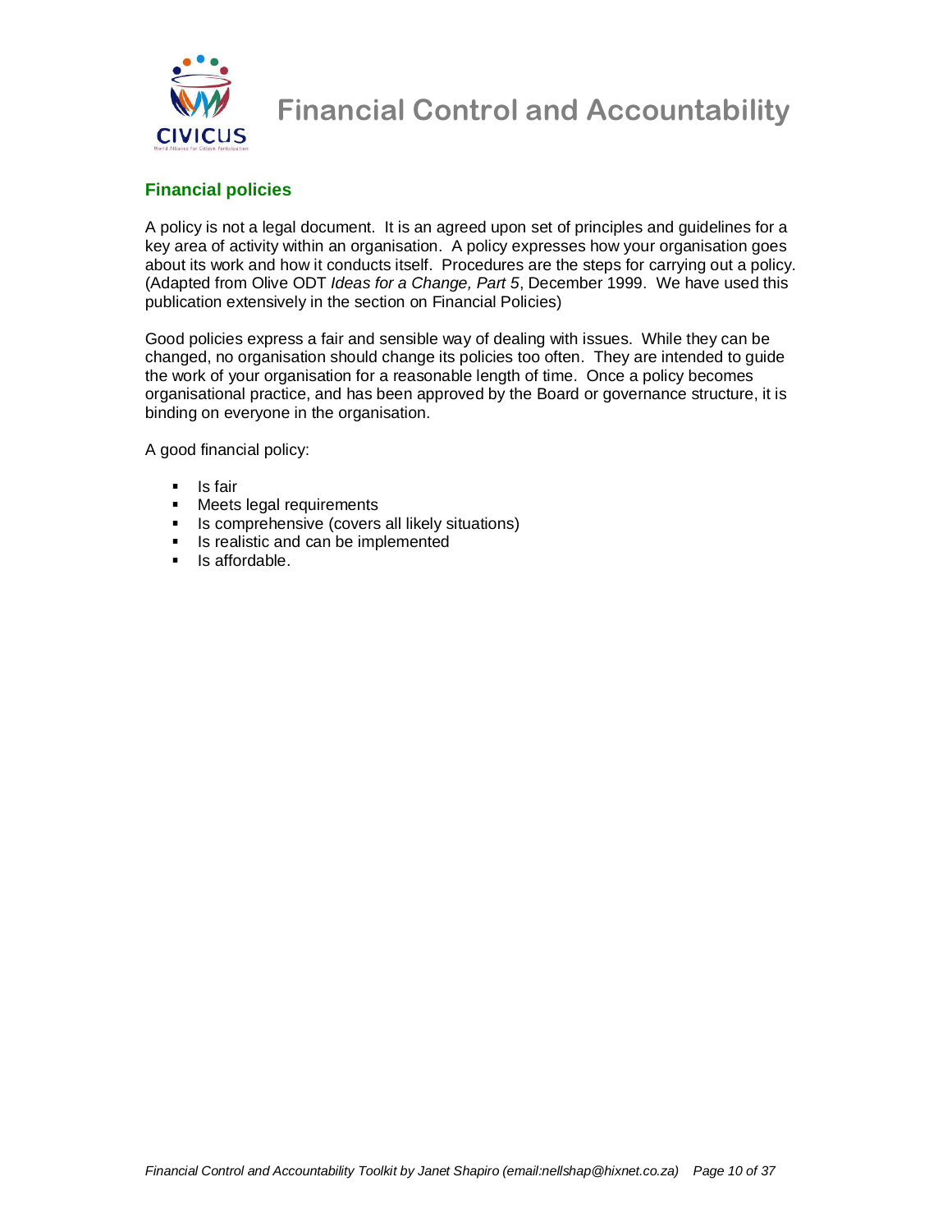## Financial policies

A policy is not a legal document. It is an agreed upon set of principles and guidelines for a key area of activity within an organisation. A policy expresses how your organisation goes about its work and how it conducts itself. Procedures are the steps for carrying out a policy. (Adapted from Olive ODT *Ideas for a Change, Part 5*, December 1999. We have used this publication extensively in the section on Financial Policies)

Good policies express a fair and sensible way of dealing with issues. While they can be changed, no organisation should change its policies too often. They are intended to guide the work of your organisation for a reasonable length of time. Once a policy becomes organisational practice, and has been approved by the Board or governance structure, it is binding on everyone in the organisation.

A good financial policy:

- Is fair
- Meets legal requirements
- Is comprehensive (covers all likely situations)
- Is realistic and can be implemented
- Is affordable.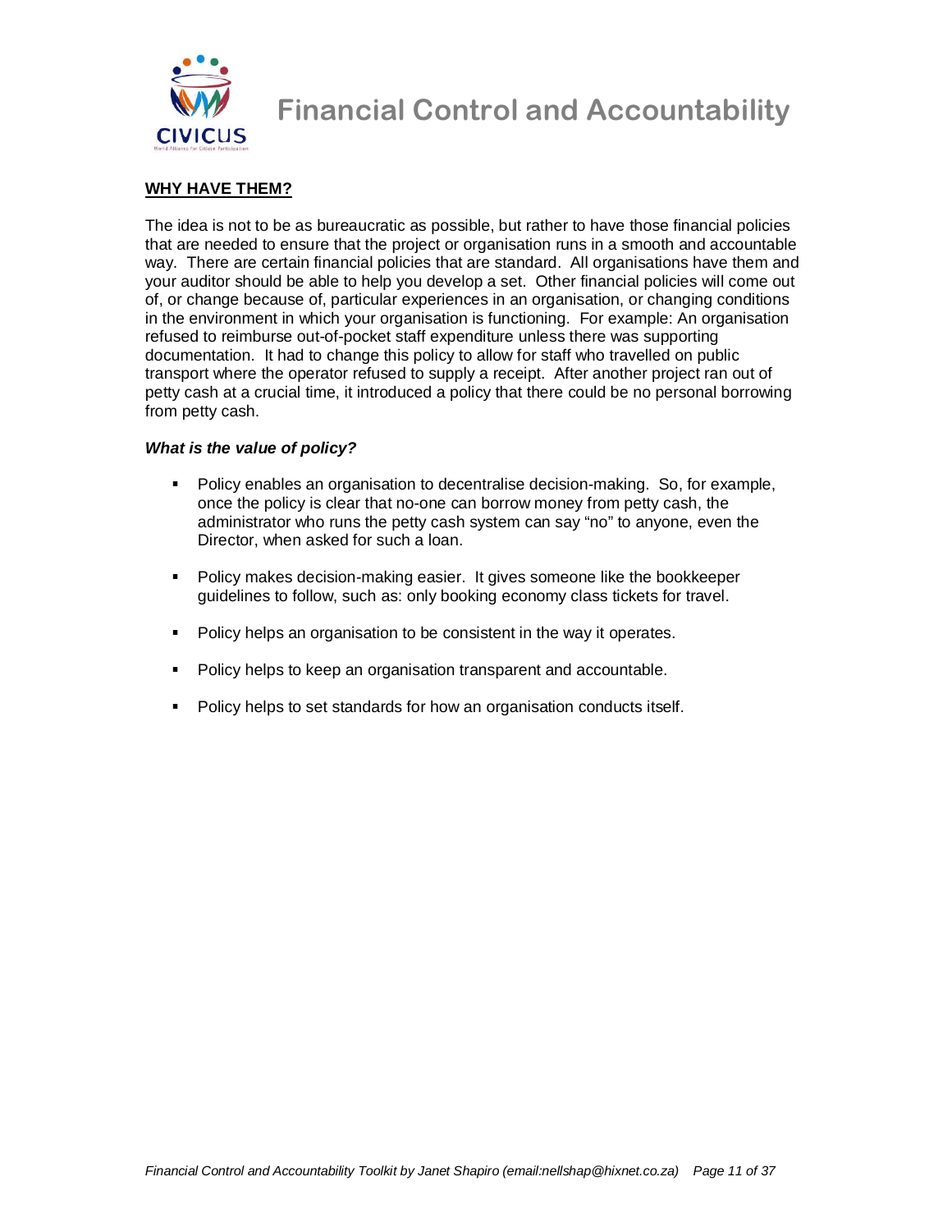## WHY HAVE THEM?

The idea is not to be as bureaucratic as possible, but rather to have those financial policies that are needed to ensure that the project or organisation runs in a smooth and accountable way. There are certain financial policies that are standard. All organisations have them and your auditor should be able to help you develop a set. Other financial policies will come out of, or change because of, particular experiences in an organisation, or changing conditions in the environment in which your organisation is functioning. For example: An organisation refused to reimburse out-of-pocket staff expenditure unless there was supporting documentation. It had to change this policy to allow for staff who travelled on public transport where the operator refused to supply a receipt. After another project ran out of petty cash at a crucial time, it introduced a policy that there could be no personal borrowing from petty cash.

### *What is the value of policy?*

- Policy enables an organisation to decentralise decision-making. So, for example, once the policy is clear that no-one can borrow money from petty cash, the administrator who runs the petty cash system can say "no" to anyone, even the Director, when asked for such a loan.
- Policy makes decision-making easier. It gives someone like the bookkeeper guidelines to follow, such as: only booking economy class tickets for travel.
- Policy helps an organisation to be consistent in the way it operates.
- Policy helps to keep an organisation transparent and accountable.
- Policy helps to set standards for how an organisation conducts itself.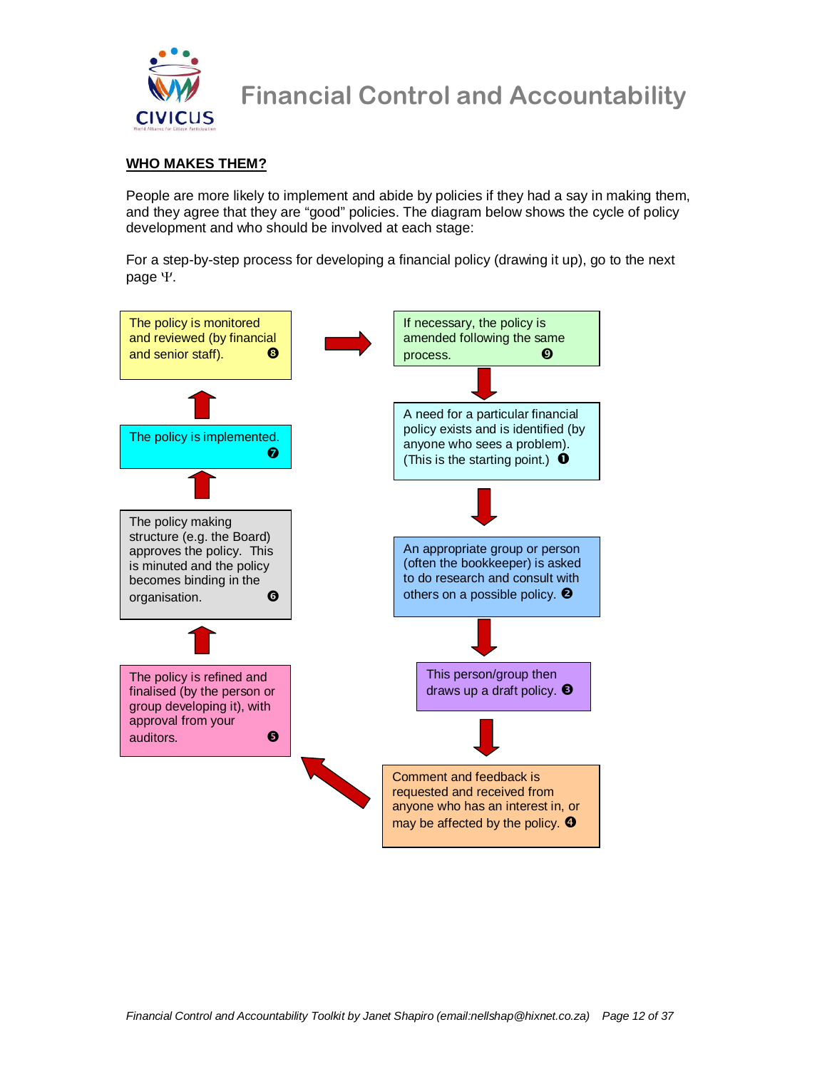## WHO MAKES THEM?

People are more likely to implement and abide by policies if they had a say in making them, and they agree that they are "good" policies. The diagram below shows the cycle of policy development and who should be involved at each stage:

For a step-by-step process for developing a financial policy (drawing it up), go to the next page Ψ.

1. A need for a particular financial policy exists and is identified (by anyone who sees a problem). (This is the starting point.) ❶
2. An appropriate group or person (often the bookkeeper) is asked to do research and consult with others on a possible policy. ❷
3. This person/group then draws up a draft policy. ❸
4. Comment and feedback is requested and received from anyone who has an interest in, or may be affected by the policy. ❹
5. The policy is refined and finalised (by the person or group developing it), with approval from your auditors. ❺
6. The policy making structure (e.g. the Board) approves the policy. This is minuted and the policy becomes binding in the organisation. ❻
7. The policy is implemented. ❼
8. The policy is monitored and reviewed (by financial and senior staff). ❽
9. If necessary, the policy is amended following the same process. ❾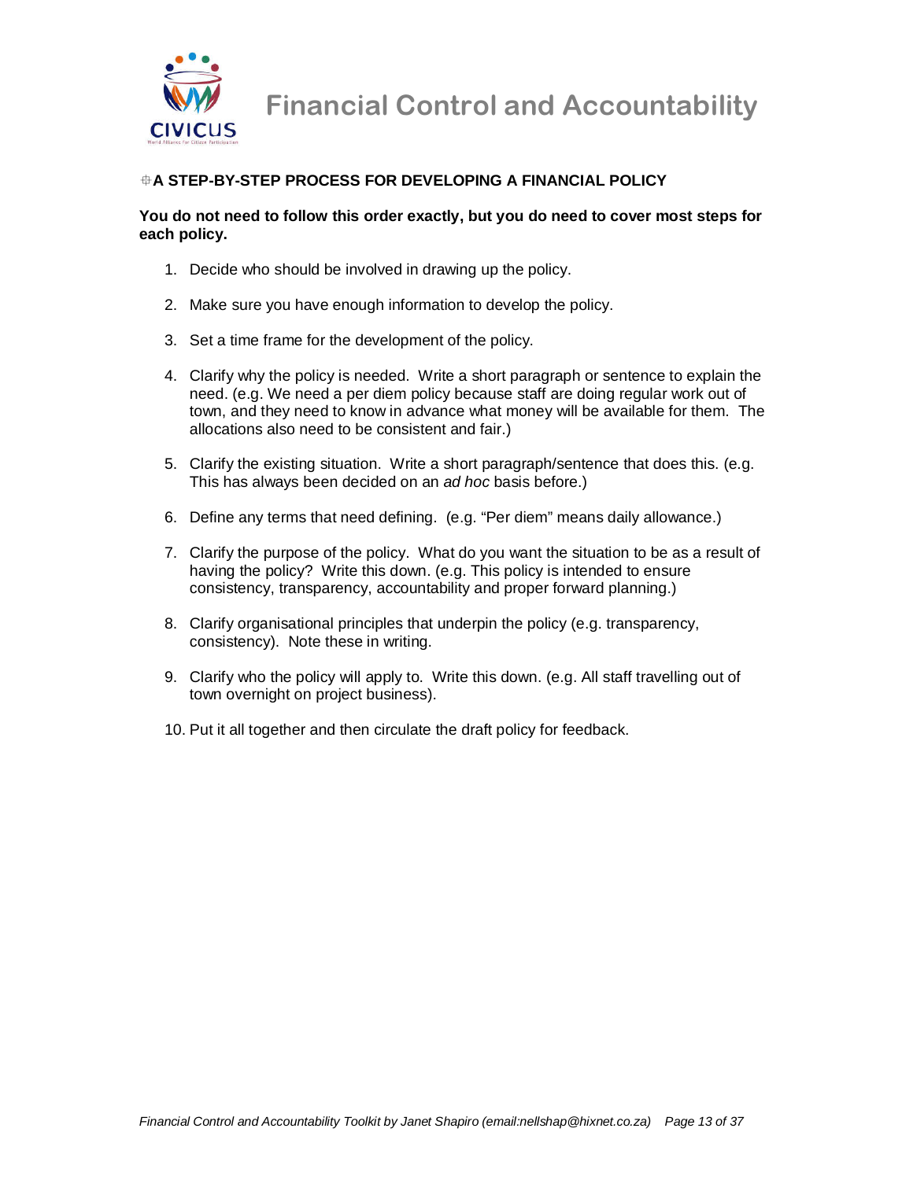## A STEP-BY-STEP PROCESS FOR DEVELOPING A FINANCIAL POLICY

**You do not need to follow this order exactly, but you do need to cover most steps for each policy.**

1. Decide who should be involved in drawing up the policy.
2. Make sure you have enough information to develop the policy.
3. Set a time frame for the development of the policy.
4. Clarify why the policy is needed. Write a short paragraph or sentence to explain the need. (e.g. We need a per diem policy because staff are doing regular work out of town, and they need to know in advance what money will be available for them. The allocations also need to be consistent and fair.)
5. Clarify the existing situation. Write a short paragraph/sentence that does this. (e.g. This has always been decided on an *ad hoc* basis before.)
6. Define any terms that need defining. (e.g. “Per diem” means daily allowance.)
7. Clarify the purpose of the policy. What do you want the situation to be as a result of having the policy? Write this down. (e.g. This policy is intended to ensure consistency, transparency, accountability and proper forward planning.)
8. Clarify organisational principles that underpin the policy (e.g. transparency, consistency). Note these in writing.
9. Clarify who the policy will apply to. Write this down. (e.g. All staff travelling out of town overnight on project business).
10. Put it all together and then circulate the draft policy for feedback.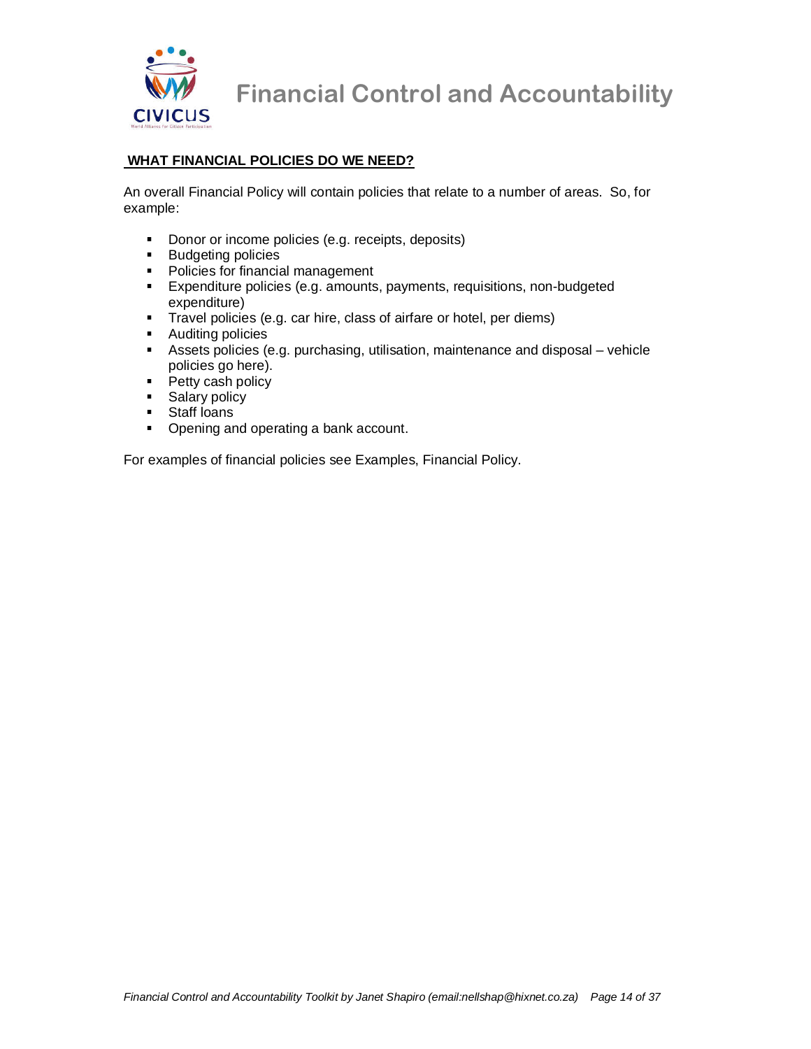## WHAT FINANCIAL POLICIES DO WE NEED?

An overall Financial Policy will contain policies that relate to a number of areas. So, for example:

- Donor or income policies (e.g. receipts, deposits)
- Budgeting policies
- Policies for financial management
- Expenditure policies (e.g. amounts, payments, requisitions, non-budgeted expenditure)
- Travel policies (e.g. car hire, class of airfare or hotel, per diems)
- Auditing policies
- Assets policies (e.g. purchasing, utilisation, maintenance and disposal – vehicle policies go here).
- Petty cash policy
- Salary policy
- Staff loans
- Opening and operating a bank account.

For examples of financial policies see Examples, Financial Policy.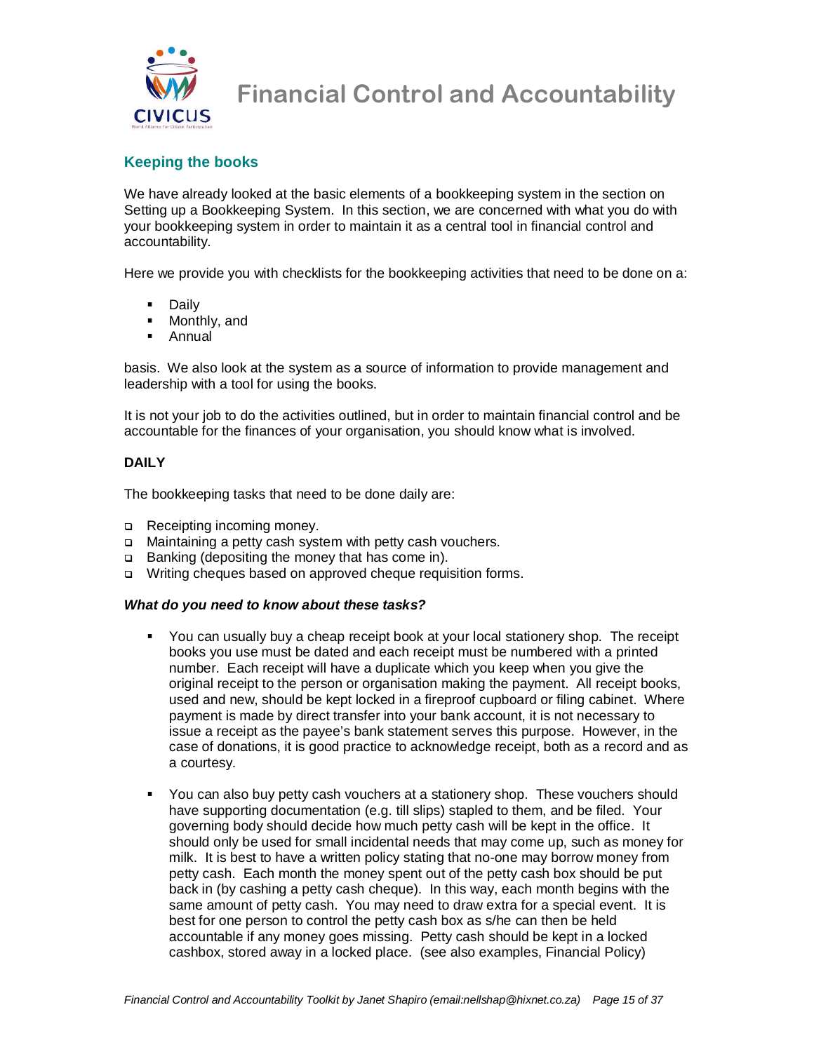# Financial Control and Accountability

## Keeping the books

We have already looked at the basic elements of a bookkeeping system in the section on Setting up a Bookkeeping System. In this section, we are concerned with what you do with your bookkeeping system in order to maintain it as a central tool in financial control and accountability.

Here we provide you with checklists for the bookkeeping activities that need to be done on a:

- Daily
- Monthly, and
- Annual

basis. We also look at the system as a source of information to provide management and leadership with a tool for using the books.

It is not your job to do the activities outlined, but in order to maintain financial control and be accountable for the finances of your organisation, you should know what is involved.

### DAILY

The bookkeeping tasks that need to be done daily are:

- Receipting incoming money.
- Maintaining a petty cash system with petty cash vouchers.
- Banking (depositing the money that has come in).
- Writing cheques based on approved cheque requisition forms.

***What do you need to know about these tasks?***

- You can usually buy a cheap receipt book at your local stationery shop. The receipt books you use must be dated and each receipt must be numbered with a printed number. Each receipt will have a duplicate which you keep when you give the original receipt to the person or organisation making the payment. All receipt books, used and new, should be kept locked in a fireproof cupboard or filing cabinet. Where payment is made by direct transfer into your bank account, it is not necessary to issue a receipt as the payee's bank statement serves this purpose. However, in the case of donations, it is good practice to acknowledge receipt, both as a record and as a courtesy.

- You can also buy petty cash vouchers at a stationery shop. These vouchers should have supporting documentation (e.g. till slips) stapled to them, and be filed. Your governing body should decide how much petty cash will be kept in the office. It should only be used for small incidental needs that may come up, such as money for milk. It is best to have a written policy stating that no-one may borrow money from petty cash. Each month the money spent out of the petty cash box should be put back in (by cashing a petty cash cheque). In this way, each month begins with the same amount of petty cash. You may need to draw extra for a special event. It is best for one person to control the petty cash box as s/he can then be held accountable if any money goes missing. Petty cash should be kept in a locked cashbox, stored away in a locked place. (see also examples, Financial Policy)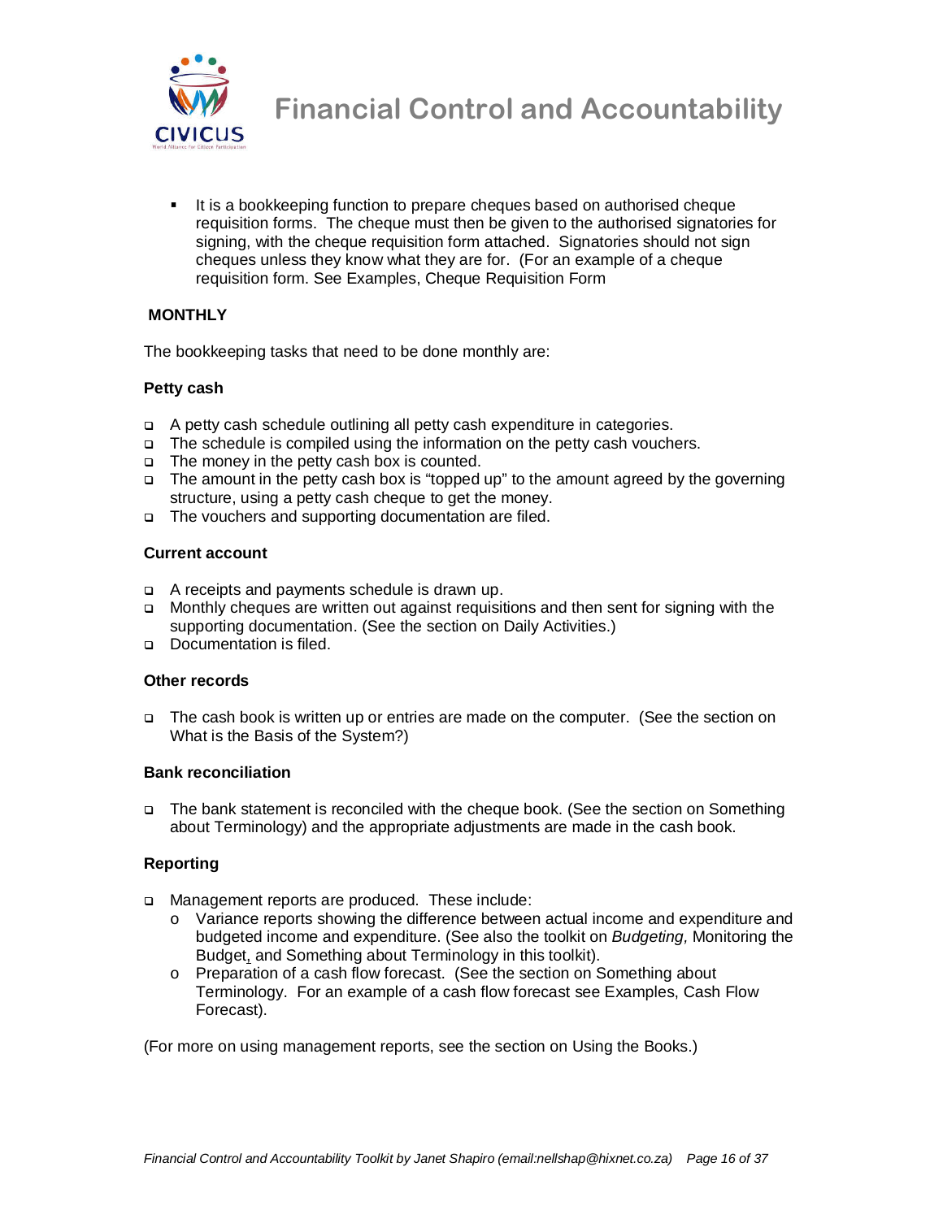- It is a bookkeeping function to prepare cheques based on authorised cheque requisition forms. The cheque must then be given to the authorised signatories for signing, with the cheque requisition form attached. Signatories should not sign cheques unless they know what they are for. (For an example of a cheque requisition form. See Examples, Cheque Requisition Form

## MONTHLY

The bookkeeping tasks that need to be done monthly are:

### Petty cash

- A petty cash schedule outlining all petty cash expenditure in categories.
- The schedule is compiled using the information on the petty cash vouchers.
- The money in the petty cash box is counted.
- The amount in the petty cash box is "topped up" to the amount agreed by the governing structure, using a petty cash cheque to get the money.
- The vouchers and supporting documentation are filed.

### Current account

- A receipts and payments schedule is drawn up.
- Monthly cheques are written out against requisitions and then sent for signing with the supporting documentation. (See the section on Daily Activities.)
- Documentation is filed.

### Other records

- The cash book is written up or entries are made on the computer. (See the section on What is the Basis of the System?)

### Bank reconciliation

- The bank statement is reconciled with the cheque book. (See the section on Something about Terminology) and the appropriate adjustments are made in the cash book.

### Reporting

- Management reports are produced. These include:
  - Variance reports showing the difference between actual income and expenditure and budgeted income and expenditure. (See also the toolkit on *Budgeting,* Monitoring the Budget, and Something about Terminology in this toolkit).
  - Preparation of a cash flow forecast. (See the section on Something about Terminology. For an example of a cash flow forecast see Examples, Cash Flow Forecast).

(For more on using management reports, see the section on Using the Books.)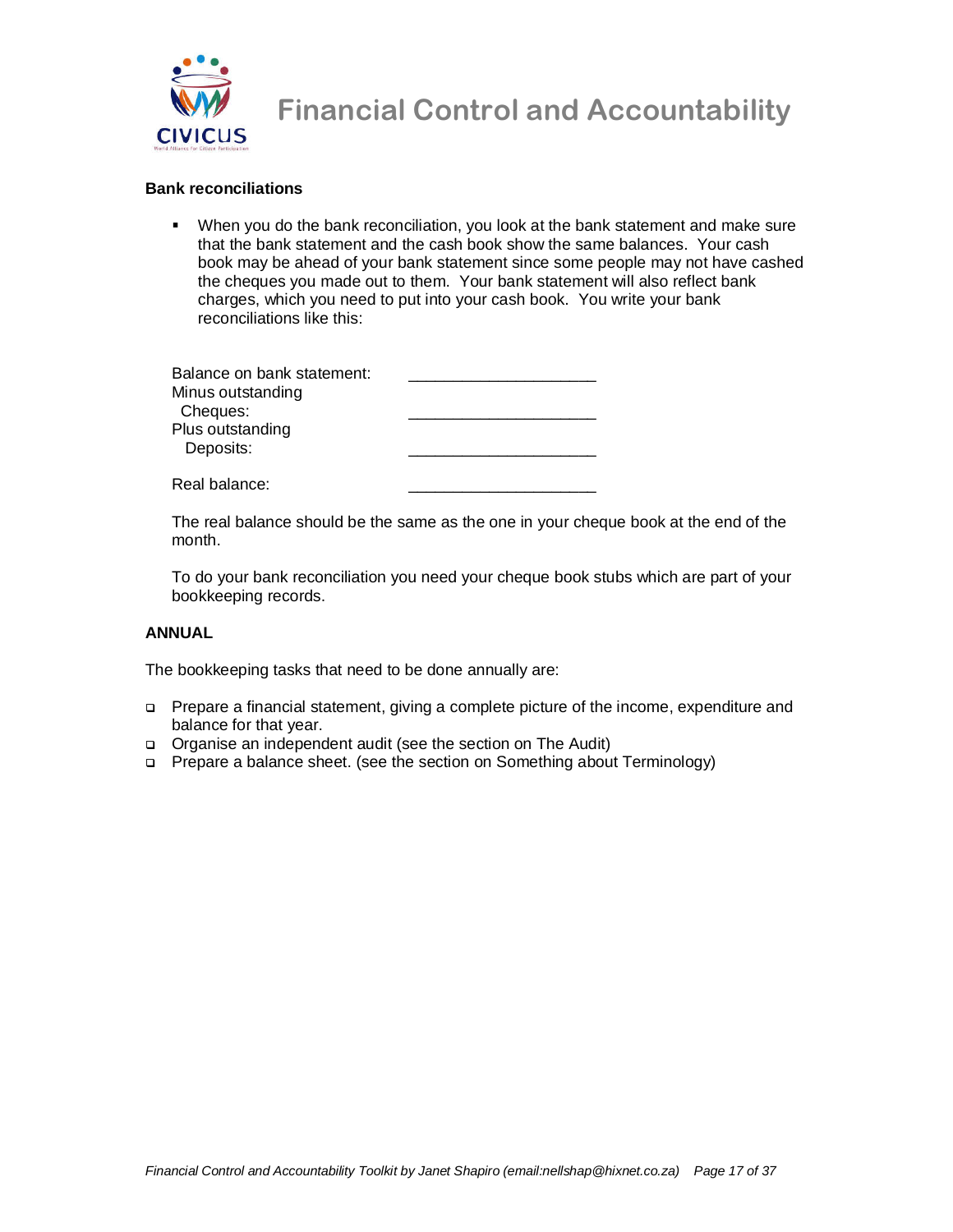**Bank reconciliations**

- When you do the bank reconciliation, you look at the bank statement and make sure that the bank statement and the cash book show the same balances. Your cash book may be ahead of your bank statement since some people may not have cashed the cheques you made out to them. Your bank statement will also reflect bank charges, which you need to put into your cash book. You write your bank reconciliations like this:

| | |
|---|---|
| Balance on bank statement: | ____________________ |
| Minus outstanding Cheques: | ____________________ |
| Plus outstanding Deposits: | ____________________ |
| Real balance: | ____________________ |

The real balance should be the same as the one in your cheque book at the end of the month.

To do your bank reconciliation you need your cheque book stubs which are part of your bookkeeping records.

**ANNUAL**

The bookkeeping tasks that need to be done annually are:

- Prepare a financial statement, giving a complete picture of the income, expenditure and balance for that year.
- Organise an independent audit (see the section on The Audit)
- Prepare a balance sheet. (see the section on Something about Terminology)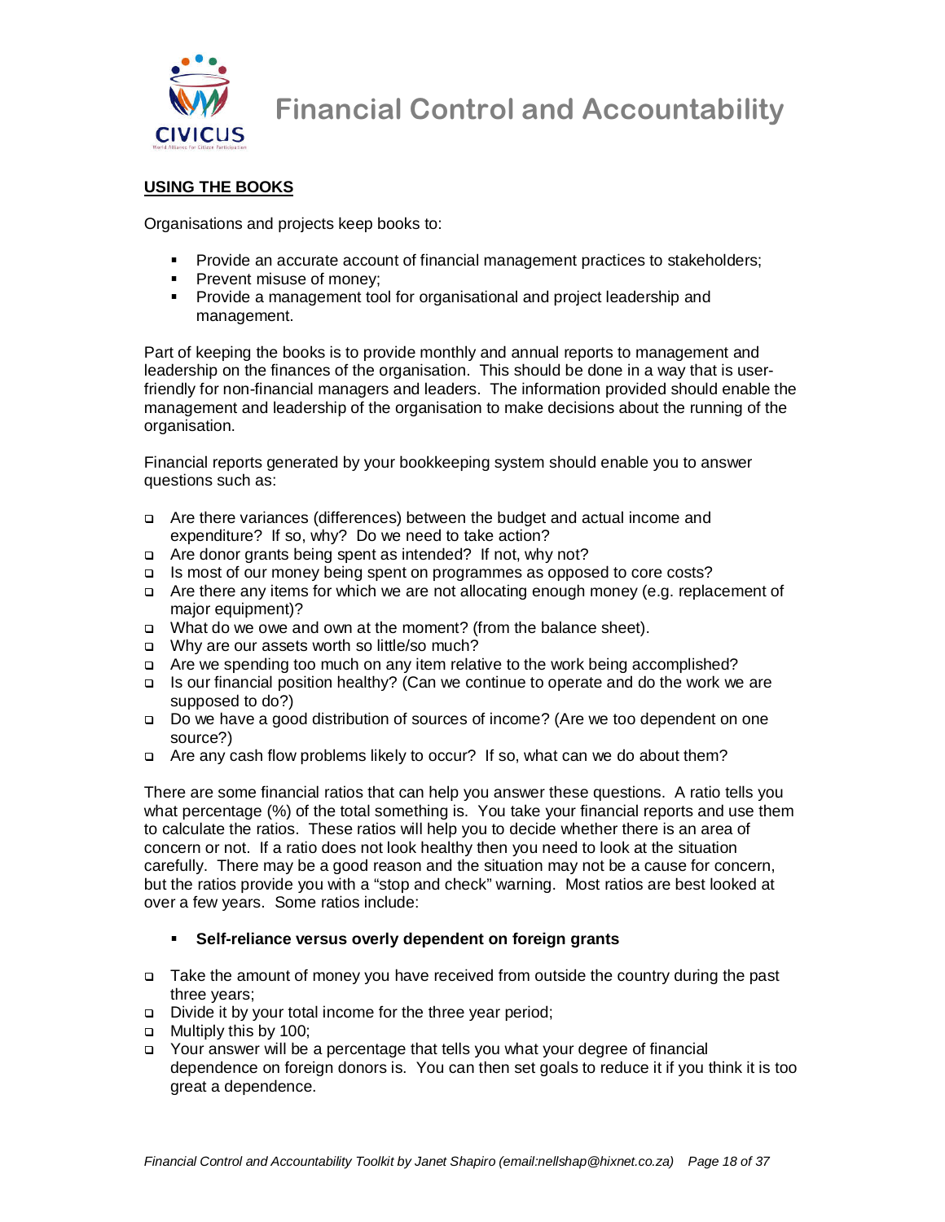## USING THE BOOKS

Organisations and projects keep books to:

- Provide an accurate account of financial management practices to stakeholders;
- Prevent misuse of money;
- Provide a management tool for organisational and project leadership and management.

Part of keeping the books is to provide monthly and annual reports to management and leadership on the finances of the organisation. This should be done in a way that is user-friendly for non-financial managers and leaders. The information provided should enable the management and leadership of the organisation to make decisions about the running of the organisation.

Financial reports generated by your bookkeeping system should enable you to answer questions such as:

- Are there variances (differences) between the budget and actual income and expenditure? If so, why? Do we need to take action?
- Are donor grants being spent as intended? If not, why not?
- Is most of our money being spent on programmes as opposed to core costs?
- Are there any items for which we are not allocating enough money (e.g. replacement of major equipment)?
- What do we owe and own at the moment? (from the balance sheet).
- Why are our assets worth so little/so much?
- Are we spending too much on any item relative to the work being accomplished?
- Is our financial position healthy? (Can we continue to operate and do the work we are supposed to do?)
- Do we have a good distribution of sources of income? (Are we too dependent on one source?)
- Are any cash flow problems likely to occur? If so, what can we do about them?

There are some financial ratios that can help you answer these questions. A ratio tells you what percentage (%) of the total something is. You take your financial reports and use them to calculate the ratios. These ratios will help you to decide whether there is an area of concern or not. If a ratio does not look healthy then you need to look at the situation carefully. There may be a good reason and the situation may not be a cause for concern, but the ratios provide you with a "stop and check" warning. Most ratios are best looked at over a few years. Some ratios include:

- **Self-reliance versus overly dependent on foreign grants**

- Take the amount of money you have received from outside the country during the past three years;
- Divide it by your total income for the three year period;
- Multiply this by 100;
- Your answer will be a percentage that tells you what your degree of financial dependence on foreign donors is. You can then set goals to reduce it if you think it is too great a dependence.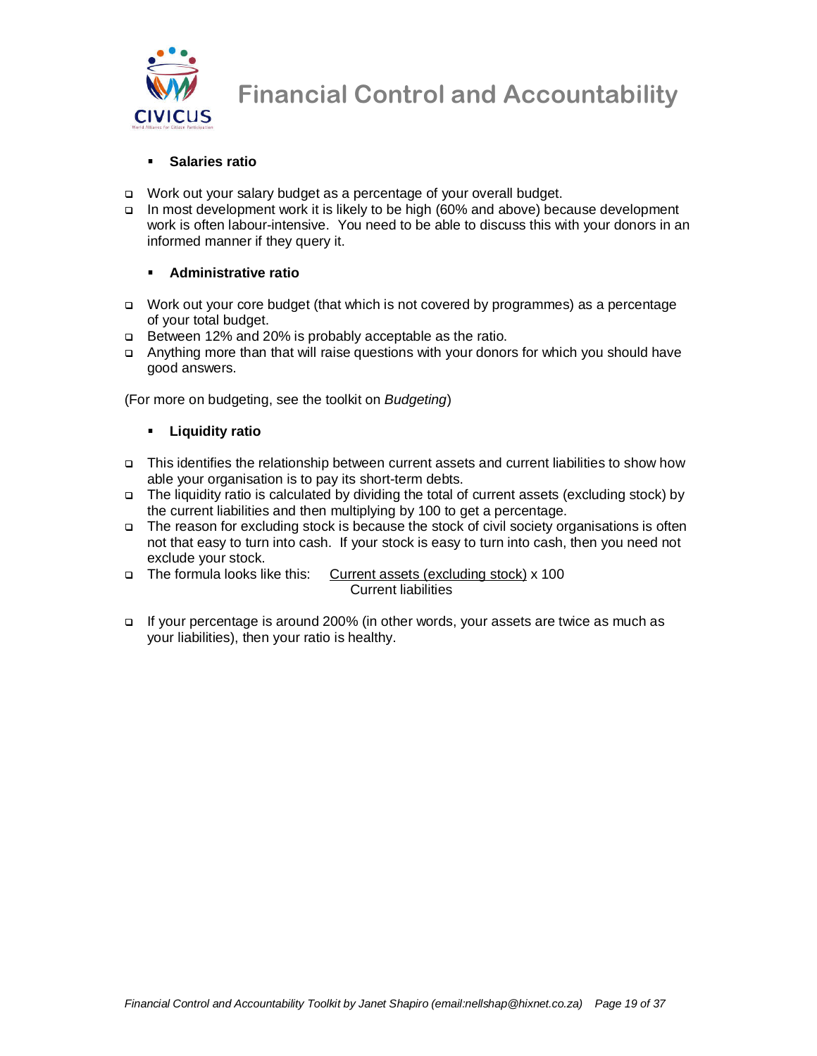- **Salaries ratio**

- Work out your salary budget as a percentage of your overall budget.
- In most development work it is likely to be high (60% and above) because development work is often labour-intensive. You need to be able to discuss this with your donors in an informed manner if they query it.

- **Administrative ratio**

- Work out your core budget (that which is not covered by programmes) as a percentage of your total budget.
- Between 12% and 20% is probably acceptable as the ratio.
- Anything more than that will raise questions with your donors for which you should have good answers.

(For more on budgeting, see the toolkit on *Budgeting*)

- **Liquidity ratio**

- This identifies the relationship between current assets and current liabilities to show how able your organisation is to pay its short-term debts.
- The liquidity ratio is calculated by dividing the total of current assets (excluding stock) by the current liabilities and then multiplying by 100 to get a percentage.
- The reason for excluding stock is because the stock of civil society organisations is often not that easy to turn into cash. If your stock is easy to turn into cash, then you need not exclude your stock.
- The formula looks like this:

$$\frac{\text{Current assets (excluding stock)}}{\text{Current liabilities}} \times 100$$

- If your percentage is around 200% (in other words, your assets are twice as much as your liabilities), then your ratio is healthy.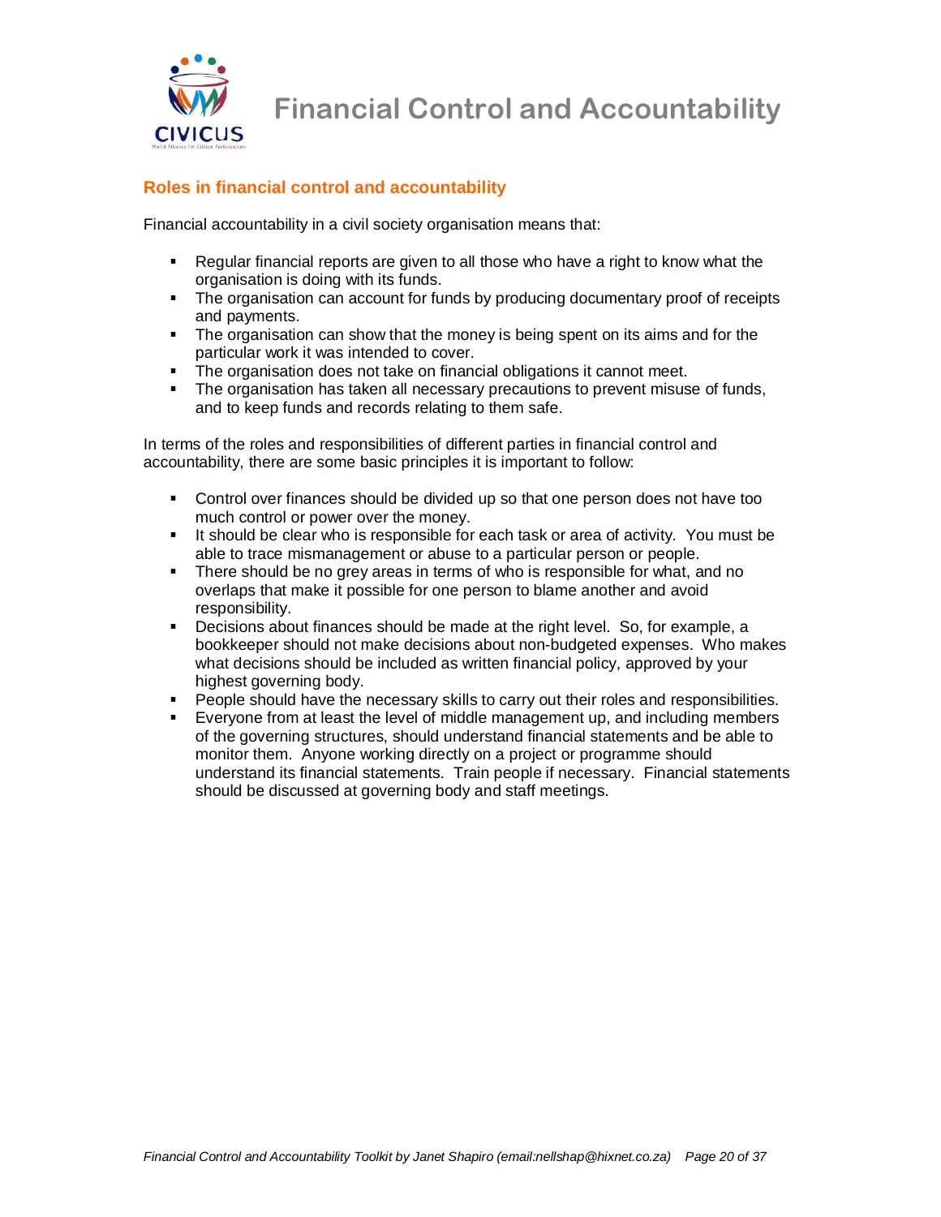## Roles in financial control and accountability

Financial accountability in a civil society organisation means that:

- Regular financial reports are given to all those who have a right to know what the organisation is doing with its funds.
- The organisation can account for funds by producing documentary proof of receipts and payments.
- The organisation can show that the money is being spent on its aims and for the particular work it was intended to cover.
- The organisation does not take on financial obligations it cannot meet.
- The organisation has taken all necessary precautions to prevent misuse of funds, and to keep funds and records relating to them safe.

In terms of the roles and responsibilities of different parties in financial control and accountability, there are some basic principles it is important to follow:

- Control over finances should be divided up so that one person does not have too much control or power over the money.
- It should be clear who is responsible for each task or area of activity. You must be able to trace mismanagement or abuse to a particular person or people.
- There should be no grey areas in terms of who is responsible for what, and no overlaps that make it possible for one person to blame another and avoid responsibility.
- Decisions about finances should be made at the right level. So, for example, a bookkeeper should not make decisions about non-budgeted expenses. Who makes what decisions should be included as written financial policy, approved by your highest governing body.
- People should have the necessary skills to carry out their roles and responsibilities.
- Everyone from at least the level of middle management up, and including members of the governing structures, should understand financial statements and be able to monitor them. Anyone working directly on a project or programme should understand its financial statements. Train people if necessary. Financial statements should be discussed at governing body and staff meetings.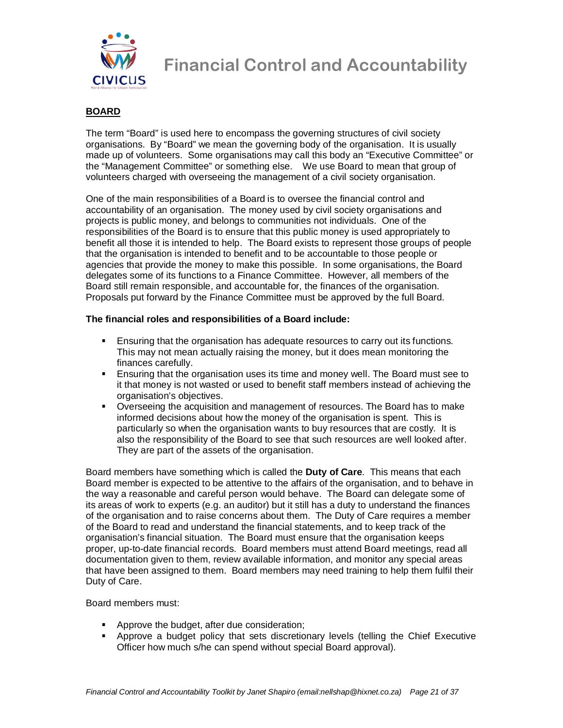**BOARD**

The term "Board" is used here to encompass the governing structures of civil society organisations. By "Board" we mean the governing body of the organisation. It is usually made up of volunteers. Some organisations may call this body an "Executive Committee" or the "Management Committee" or something else. We use Board to mean that group of volunteers charged with overseeing the management of a civil society organisation.

One of the main responsibilities of a Board is to oversee the financial control and accountability of an organisation. The money used by civil society organisations and projects is public money, and belongs to communities not individuals. One of the responsibilities of the Board is to ensure that this public money is used appropriately to benefit all those it is intended to help. The Board exists to represent those groups of people that the organisation is intended to benefit and to be accountable to those people or agencies that provide the money to make this possible. In some organisations, the Board delegates some of its functions to a Finance Committee. However, all members of the Board still remain responsible, and accountable for, the finances of the organisation. Proposals put forward by the Finance Committee must be approved by the full Board.

**The financial roles and responsibilities of a Board include:**

- Ensuring that the organisation has adequate resources to carry out its functions. This may not mean actually raising the money, but it does mean monitoring the finances carefully.
- Ensuring that the organisation uses its time and money well. The Board must see to it that money is not wasted or used to benefit staff members instead of achieving the organisation's objectives.
- Overseeing the acquisition and management of resources. The Board has to make informed decisions about how the money of the organisation is spent. This is particularly so when the organisation wants to buy resources that are costly. It is also the responsibility of the Board to see that such resources are well looked after. They are part of the assets of the organisation.

Board members have something which is called the **Duty of Care**. This means that each Board member is expected to be attentive to the affairs of the organisation, and to behave in the way a reasonable and careful person would behave. The Board can delegate some of its areas of work to experts (e.g. an auditor) but it still has a duty to understand the finances of the organisation and to raise concerns about them. The Duty of Care requires a member of the Board to read and understand the financial statements, and to keep track of the organisation's financial situation. The Board must ensure that the organisation keeps proper, up-to-date financial records. Board members must attend Board meetings, read all documentation given to them, review available information, and monitor any special areas that have been assigned to them. Board members may need training to help them fulfil their Duty of Care.

Board members must:

- Approve the budget, after due consideration;
- Approve a budget policy that sets discretionary levels (telling the Chief Executive Officer how much s/he can spend without special Board approval).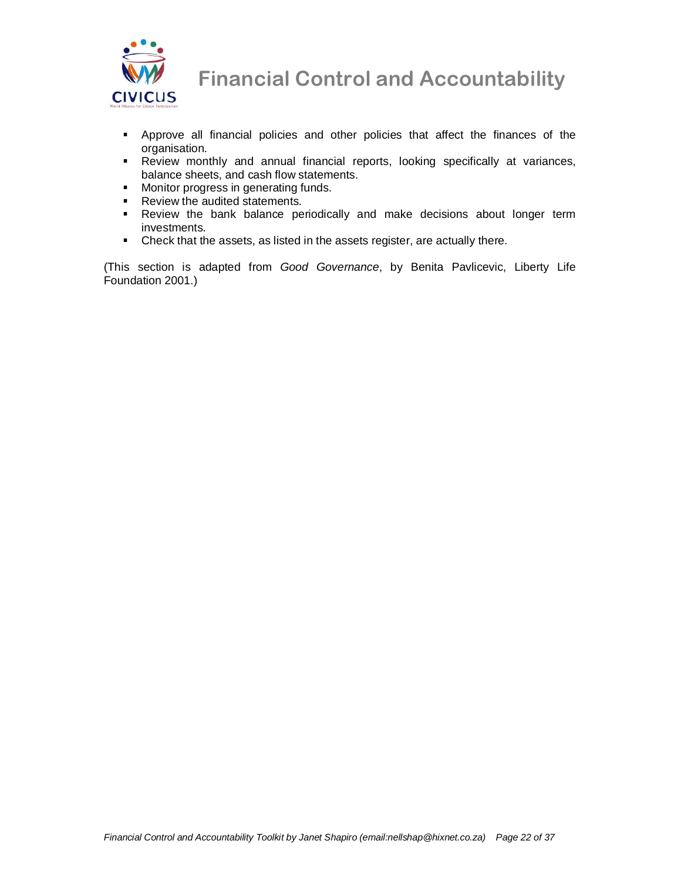- Approve all financial policies and other policies that affect the finances of the organisation.
- Review monthly and annual financial reports, looking specifically at variances, balance sheets, and cash flow statements.
- Monitor progress in generating funds.
- Review the audited statements.
- Review the bank balance periodically and make decisions about longer term investments.
- Check that the assets, as listed in the assets register, are actually there.

(This section is adapted from *Good Governance*, by Benita Pavlicevic, Liberty Life Foundation 2001.)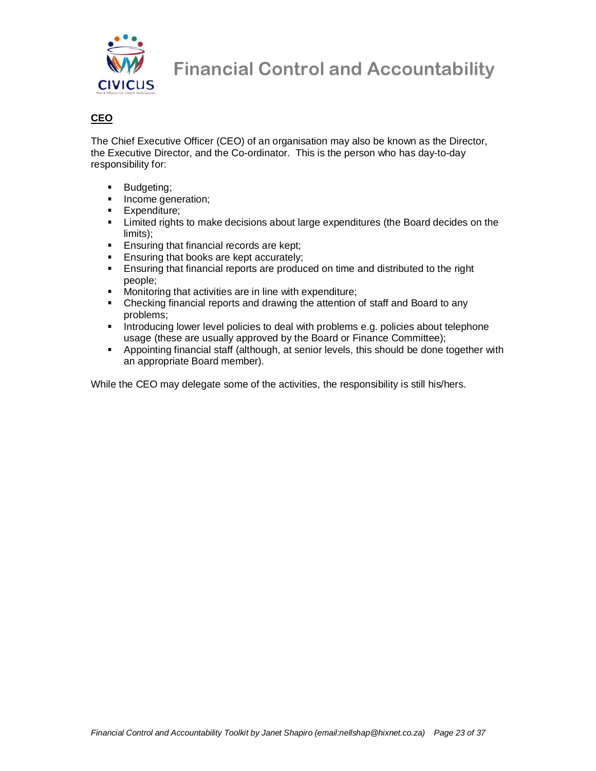**CEO**

The Chief Executive Officer (CEO) of an organisation may also be known as the Director, the Executive Director, and the Co-ordinator. This is the person who has day-to-day responsibility for:

- Budgeting;
- Income generation;
- Expenditure;
- Limited rights to make decisions about large expenditures (the Board decides on the limits);
- Ensuring that financial records are kept;
- Ensuring that books are kept accurately;
- Ensuring that financial reports are produced on time and distributed to the right people;
- Monitoring that activities are in line with expenditure;
- Checking financial reports and drawing the attention of staff and Board to any problems;
- Introducing lower level policies to deal with problems e.g. policies about telephone usage (these are usually approved by the Board or Finance Committee);
- Appointing financial staff (although, at senior levels, this should be done together with an appropriate Board member).

While the CEO may delegate some of the activities, the responsibility is still his/hers.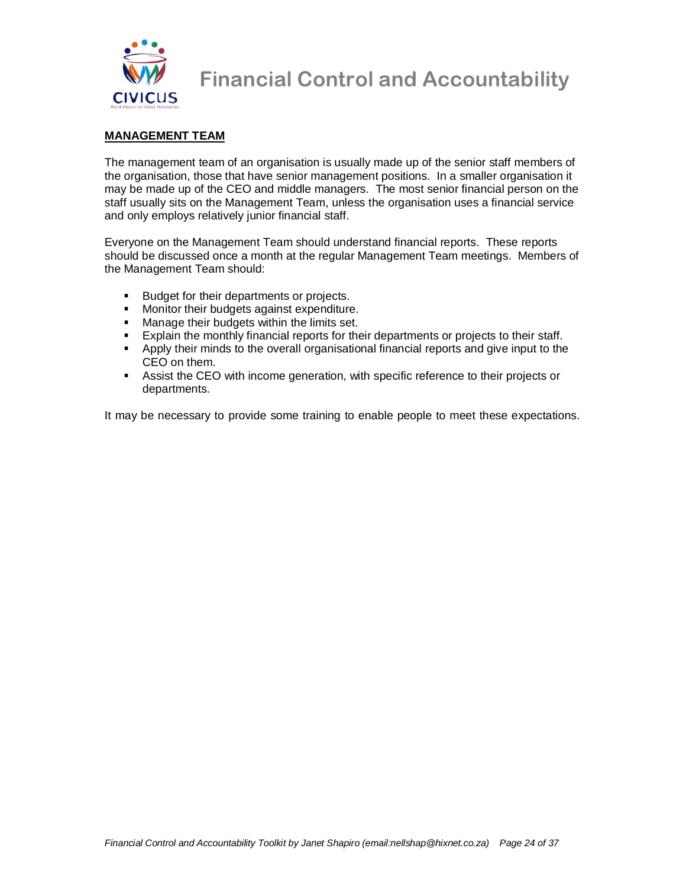## MANAGEMENT TEAM

The management team of an organisation is usually made up of the senior staff members of the organisation, those that have senior management positions. In a smaller organisation it may be made up of the CEO and middle managers. The most senior financial person on the staff usually sits on the Management Team, unless the organisation uses a financial service and only employs relatively junior financial staff.

Everyone on the Management Team should understand financial reports. These reports should be discussed once a month at the regular Management Team meetings. Members of the Management Team should:

- Budget for their departments or projects.
- Monitor their budgets against expenditure.
- Manage their budgets within the limits set.
- Explain the monthly financial reports for their departments or projects to their staff.
- Apply their minds to the overall organisational financial reports and give input to the CEO on them.
- Assist the CEO with income generation, with specific reference to their projects or departments.

It may be necessary to provide some training to enable people to meet these expectations.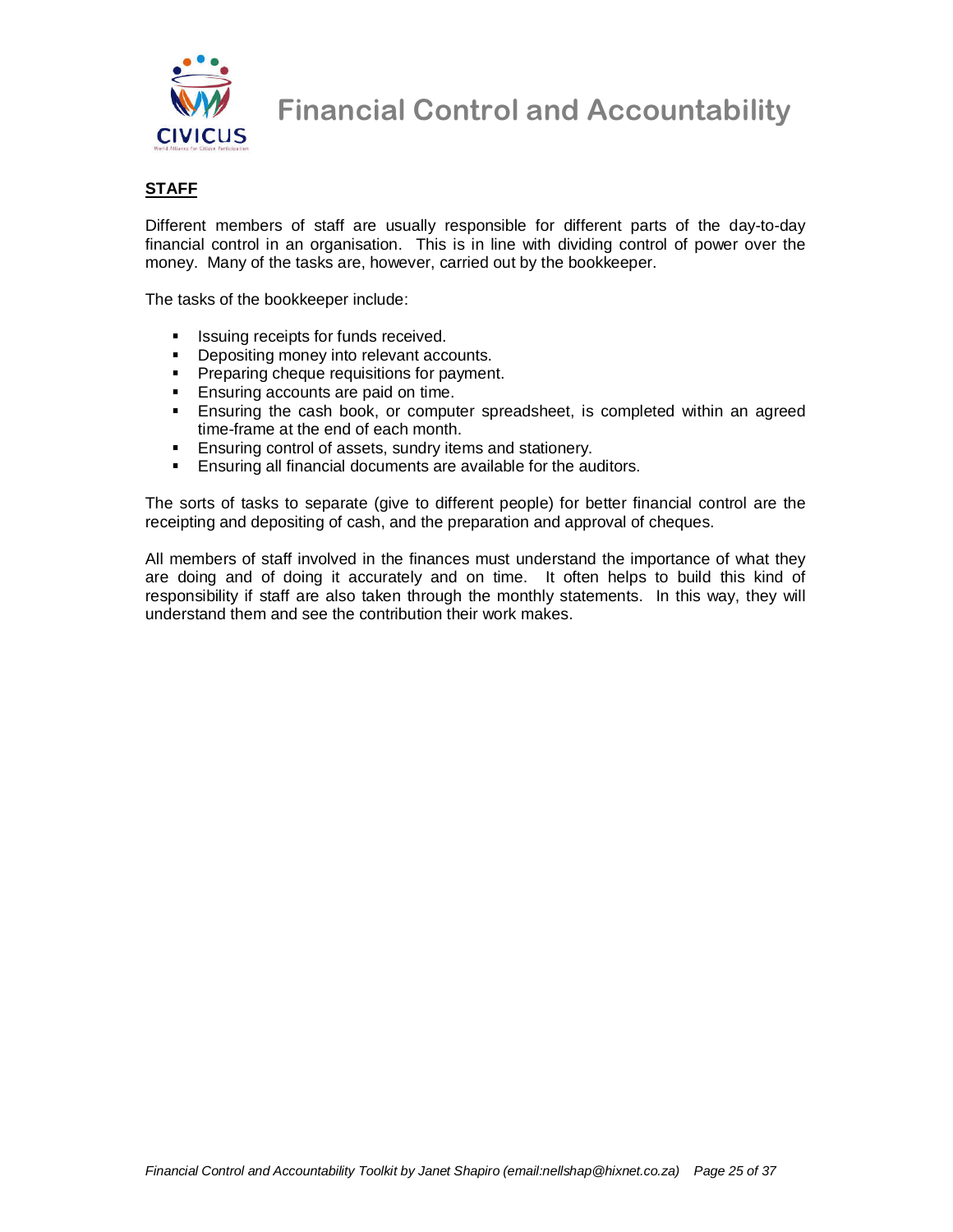## STAFF

Different members of staff are usually responsible for different parts of the day-to-day financial control in an organisation. This is in line with dividing control of power over the money. Many of the tasks are, however, carried out by the bookkeeper.

The tasks of the bookkeeper include:

- Issuing receipts for funds received.
- Depositing money into relevant accounts.
- Preparing cheque requisitions for payment.
- Ensuring accounts are paid on time.
- Ensuring the cash book, or computer spreadsheet, is completed within an agreed time-frame at the end of each month.
- Ensuring control of assets, sundry items and stationery.
- Ensuring all financial documents are available for the auditors.

The sorts of tasks to separate (give to different people) for better financial control are the receipting and depositing of cash, and the preparation and approval of cheques.

All members of staff involved in the finances must understand the importance of what they are doing and of doing it accurately and on time. It often helps to build this kind of responsibility if staff are also taken through the monthly statements. In this way, they will understand them and see the contribution their work makes.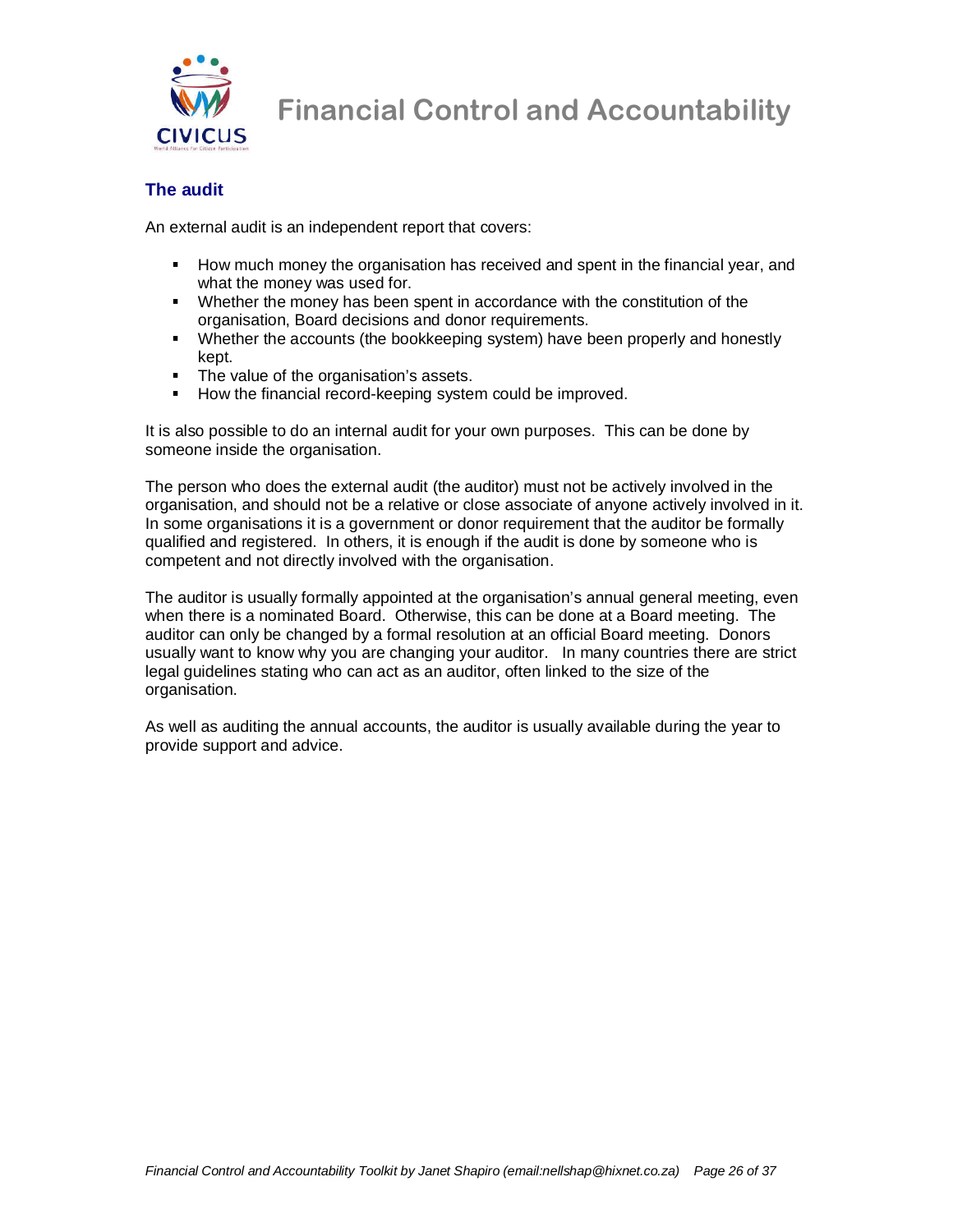## The audit

An external audit is an independent report that covers:

- How much money the organisation has received and spent in the financial year, and what the money was used for.
- Whether the money has been spent in accordance with the constitution of the organisation, Board decisions and donor requirements.
- Whether the accounts (the bookkeeping system) have been properly and honestly kept.
- The value of the organisation's assets.
- How the financial record-keeping system could be improved.

It is also possible to do an internal audit for your own purposes. This can be done by someone inside the organisation.

The person who does the external audit (the auditor) must not be actively involved in the organisation, and should not be a relative or close associate of anyone actively involved in it. In some organisations it is a government or donor requirement that the auditor be formally qualified and registered. In others, it is enough if the audit is done by someone who is competent and not directly involved with the organisation.

The auditor is usually formally appointed at the organisation's annual general meeting, even when there is a nominated Board. Otherwise, this can be done at a Board meeting. The auditor can only be changed by a formal resolution at an official Board meeting. Donors usually want to know why you are changing your auditor. In many countries there are strict legal guidelines stating who can act as an auditor, often linked to the size of the organisation.

As well as auditing the annual accounts, the auditor is usually available during the year to provide support and advice.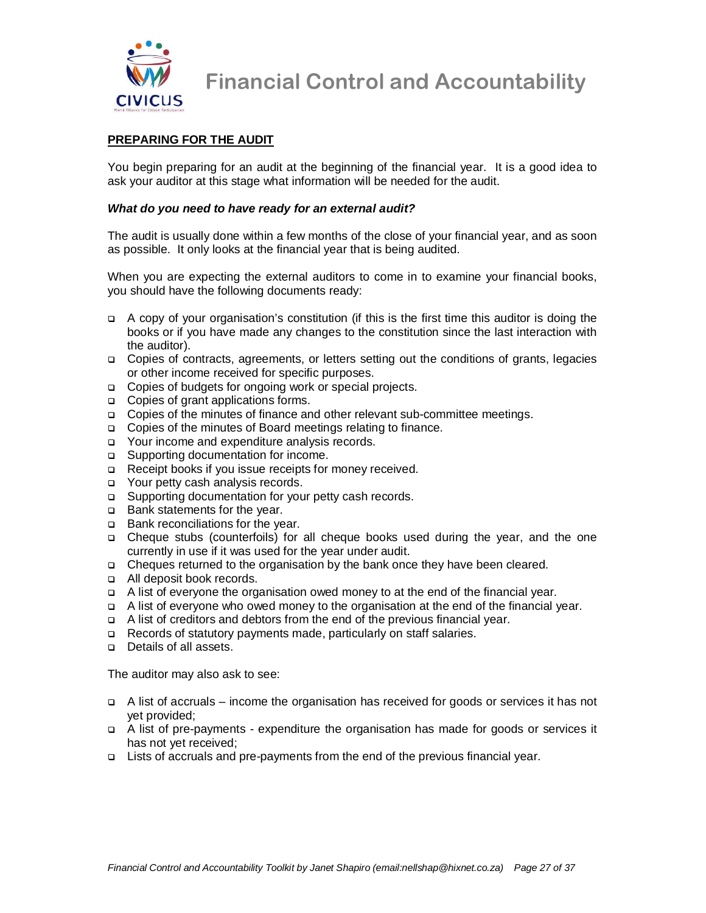## PREPARING FOR THE AUDIT

You begin preparing for an audit at the beginning of the financial year. It is a good idea to ask your auditor at this stage what information will be needed for the audit.

### *What do you need to have ready for an external audit?*

The audit is usually done within a few months of the close of your financial year, and as soon as possible. It only looks at the financial year that is being audited.

When you are expecting the external auditors to come in to examine your financial books, you should have the following documents ready:

- A copy of your organisation's constitution (if this is the first time this auditor is doing the books or if you have made any changes to the constitution since the last interaction with the auditor).
- Copies of contracts, agreements, or letters setting out the conditions of grants, legacies or other income received for specific purposes.
- Copies of budgets for ongoing work or special projects.
- Copies of grant applications forms.
- Copies of the minutes of finance and other relevant sub-committee meetings.
- Copies of the minutes of Board meetings relating to finance.
- Your income and expenditure analysis records.
- Supporting documentation for income.
- Receipt books if you issue receipts for money received.
- Your petty cash analysis records.
- Supporting documentation for your petty cash records.
- Bank statements for the year.
- Bank reconciliations for the year.
- Cheque stubs (counterfoils) for all cheque books used during the year, and the one currently in use if it was used for the year under audit.
- Cheques returned to the organisation by the bank once they have been cleared.
- All deposit book records.
- A list of everyone the organisation owed money to at the end of the financial year.
- A list of everyone who owed money to the organisation at the end of the financial year.
- A list of creditors and debtors from the end of the previous financial year.
- Records of statutory payments made, particularly on staff salaries.
- Details of all assets.

The auditor may also ask to see:

- A list of accruals – income the organisation has received for goods or services it has not yet provided;
- A list of pre-payments - expenditure the organisation has made for goods or services it has not yet received;
- Lists of accruals and pre-payments from the end of the previous financial year.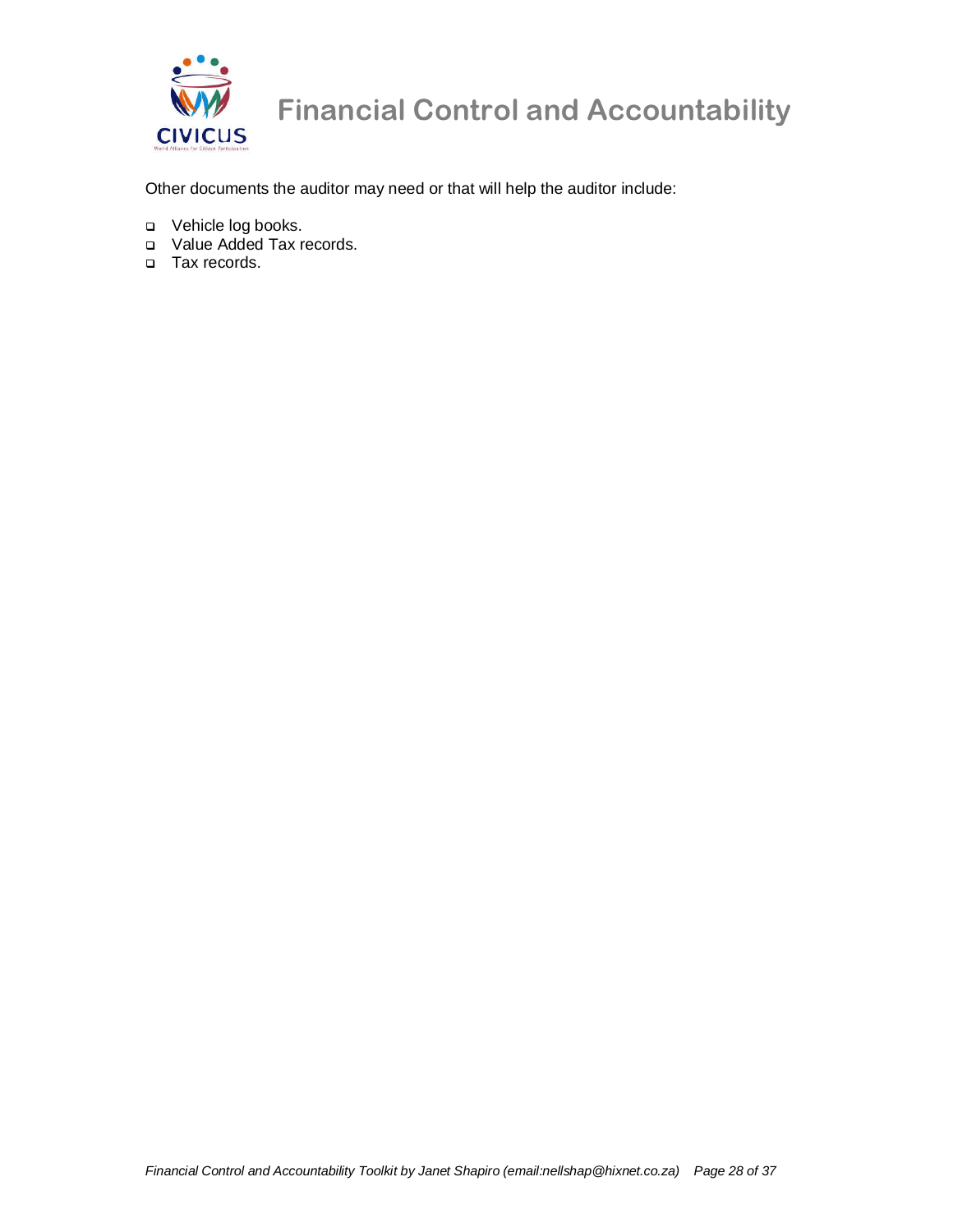Other documents the auditor may need or that will help the auditor include:

- Vehicle log books.
- Value Added Tax records.
- Tax records.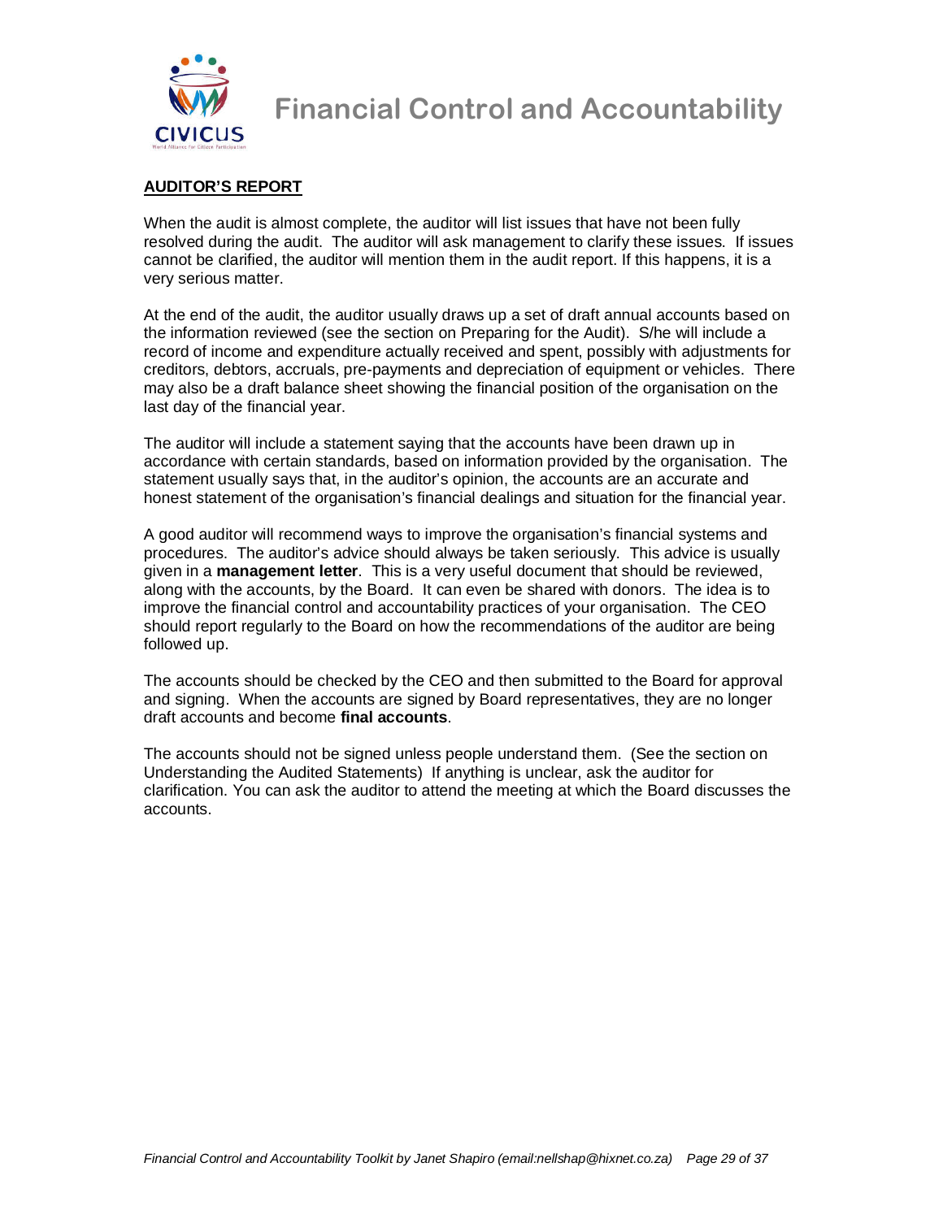## AUDITOR'S REPORT

When the audit is almost complete, the auditor will list issues that have not been fully resolved during the audit. The auditor will ask management to clarify these issues. If issues cannot be clarified, the auditor will mention them in the audit report. If this happens, it is a very serious matter.

At the end of the audit, the auditor usually draws up a set of draft annual accounts based on the information reviewed (see the section on Preparing for the Audit). S/he will include a record of income and expenditure actually received and spent, possibly with adjustments for creditors, debtors, accruals, pre-payments and depreciation of equipment or vehicles. There may also be a draft balance sheet showing the financial position of the organisation on the last day of the financial year.

The auditor will include a statement saying that the accounts have been drawn up in accordance with certain standards, based on information provided by the organisation. The statement usually says that, in the auditor's opinion, the accounts are an accurate and honest statement of the organisation's financial dealings and situation for the financial year.

A good auditor will recommend ways to improve the organisation's financial systems and procedures. The auditor's advice should always be taken seriously. This advice is usually given in a **management letter**. This is a very useful document that should be reviewed, along with the accounts, by the Board. It can even be shared with donors. The idea is to improve the financial control and accountability practices of your organisation. The CEO should report regularly to the Board on how the recommendations of the auditor are being followed up.

The accounts should be checked by the CEO and then submitted to the Board for approval and signing. When the accounts are signed by Board representatives, they are no longer draft accounts and become **final accounts**.

The accounts should not be signed unless people understand them. (See the section on Understanding the Audited Statements) If anything is unclear, ask the auditor for clarification. You can ask the auditor to attend the meeting at which the Board discusses the accounts.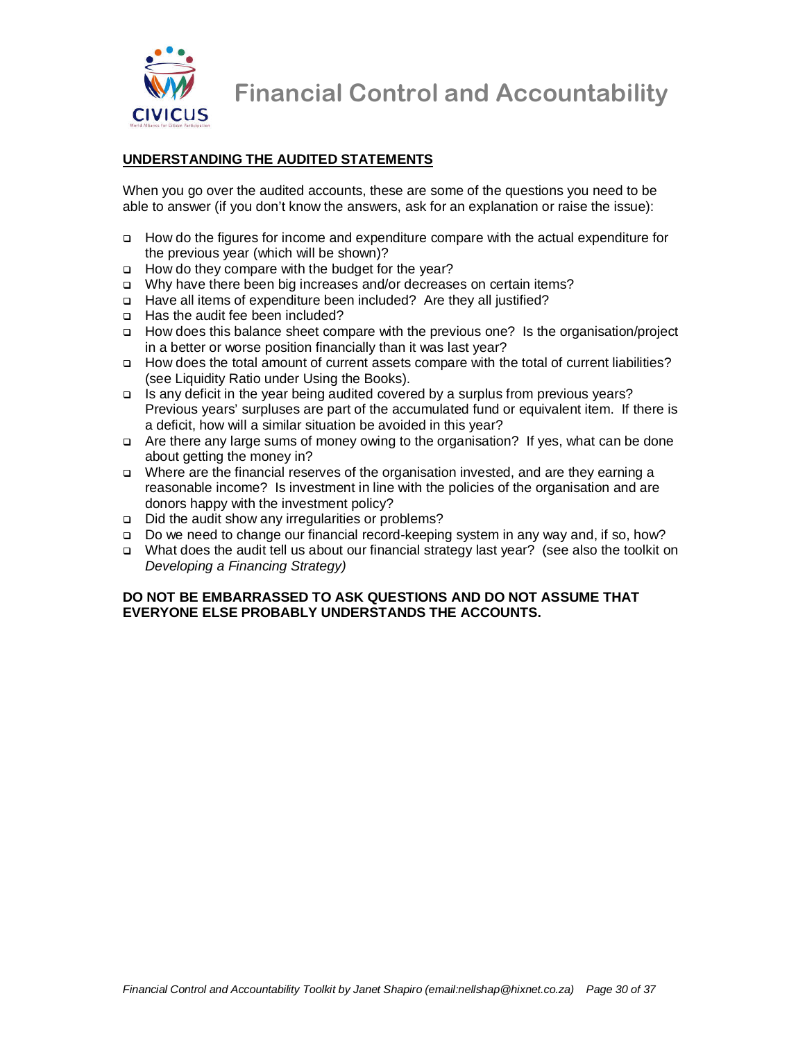## UNDERSTANDING THE AUDITED STATEMENTS

When you go over the audited accounts, these are some of the questions you need to be able to answer (if you don't know the answers, ask for an explanation or raise the issue):

- How do the figures for income and expenditure compare with the actual expenditure for the previous year (which will be shown)?
- How do they compare with the budget for the year?
- Why have there been big increases and/or decreases on certain items?
- Have all items of expenditure been included? Are they all justified?
- Has the audit fee been included?
- How does this balance sheet compare with the previous one? Is the organisation/project in a better or worse position financially than it was last year?
- How does the total amount of current assets compare with the total of current liabilities? (see Liquidity Ratio under Using the Books).
- Is any deficit in the year being audited covered by a surplus from previous years? Previous years' surpluses are part of the accumulated fund or equivalent item. If there is a deficit, how will a similar situation be avoided in this year?
- Are there any large sums of money owing to the organisation? If yes, what can be done about getting the money in?
- Where are the financial reserves of the organisation invested, and are they earning a reasonable income? Is investment in line with the policies of the organisation and are donors happy with the investment policy?
- Did the audit show any irregularities or problems?
- Do we need to change our financial record-keeping system in any way and, if so, how?
- What does the audit tell us about our financial strategy last year? (see also the toolkit on *Developing a Financing Strategy)*

**DO NOT BE EMBARRASSED TO ASK QUESTIONS AND DO NOT ASSUME THAT EVERYONE ELSE PROBABLY UNDERSTANDS THE ACCOUNTS.**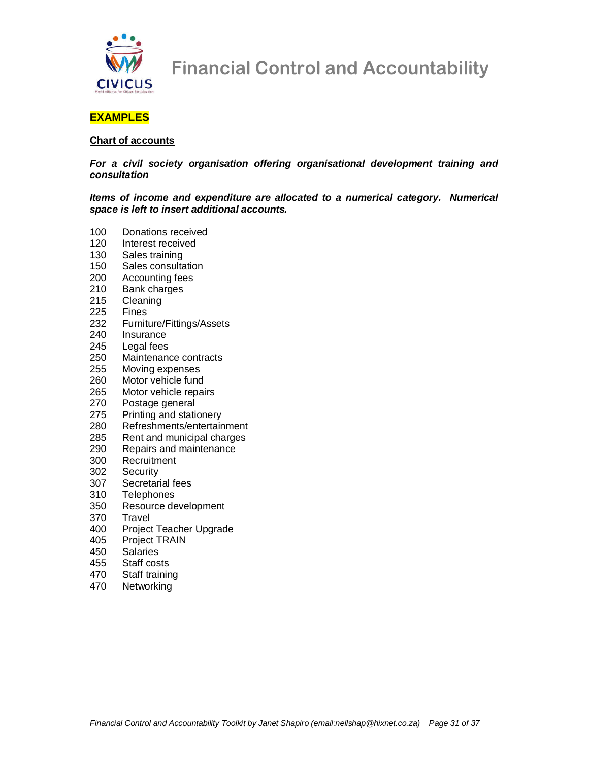## EXAMPLES

**Chart of accounts**

***For a civil society organisation offering organisational development training and consultation***

***Items of income and expenditure are allocated to a numerical category. Numerical space is left to insert additional accounts.***

100 Donations received
120 Interest received
130 Sales training
150 Sales consultation
200 Accounting fees
210 Bank charges
215 Cleaning
225 Fines
232 Furniture/Fittings/Assets
240 Insurance
245 Legal fees
250 Maintenance contracts
255 Moving expenses
260 Motor vehicle fund
265 Motor vehicle repairs
270 Postage general
275 Printing and stationery
280 Refreshments/entertainment
285 Rent and municipal charges
290 Repairs and maintenance
300 Recruitment
302 Security
307 Secretarial fees
310 Telephones
350 Resource development
370 Travel
400 Project Teacher Upgrade
405 Project TRAIN
450 Salaries
455 Staff costs
470 Staff training
470 Networking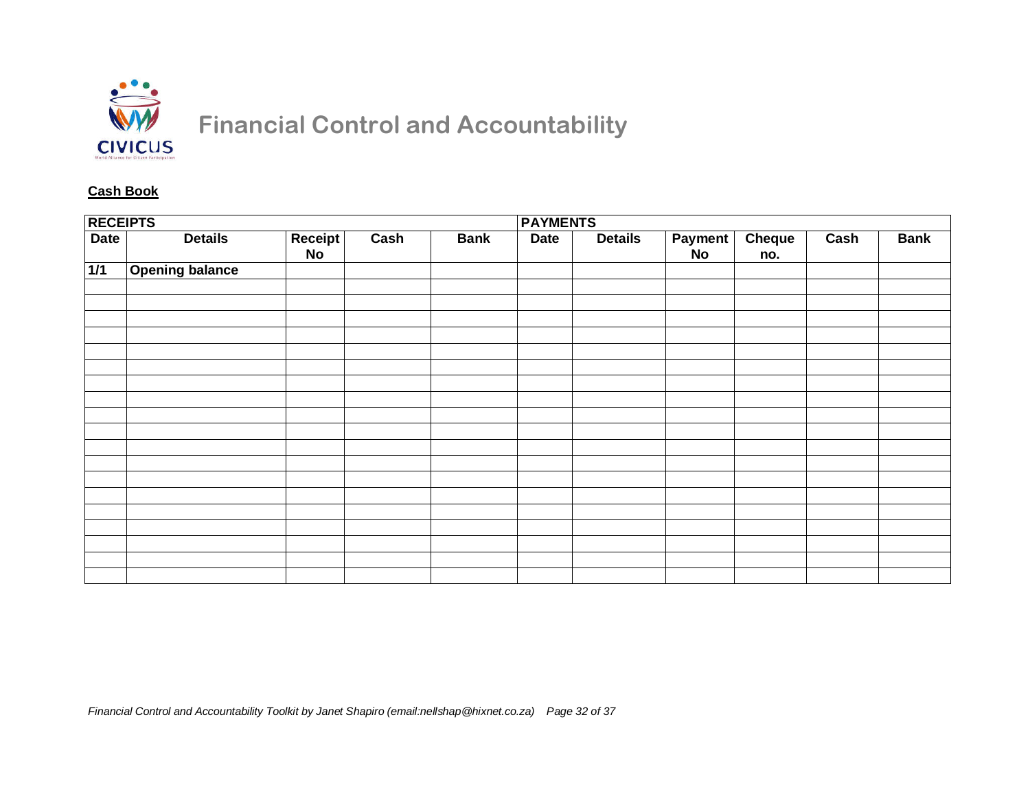# Financial Control and Accountability

**Cash Book**

| RECEIPTS | | | | | PAYMENTS | | | | | |
|---|---|---|---|---|---|---|---|---|---|---|
| **Date** | **Details** | **Receipt No** | **Cash** | **Bank** | **Date** | **Details** | **Payment No** | **Cheque no.** | **Cash** | **Bank** |
| **1/1** | **Opening balance** | | | | | | | | | |
| | | | | | | | | | | |
| | | | | | | | | | | |
| | | | | | | | | | | |
| | | | | | | | | | | |
| | | | | | | | | | | |
| | | | | | | | | | | |
| | | | | | | | | | | |
| | | | | | | | | | | |
| | | | | | | | | | | |
| | | | | | | | | | | |
| | | | | | | | | | | |
| | | | | | | | | | | |
| | | | | | | | | | | |
| | | | | | | | | | | |
| | | | | | | | | | | |
| | | | | | | | | | | |
| | | | | | | | | | | |
| | | | | | | | | | | |
| | | | | | | | | | | |

*Financial Control and Accountability Toolkit by Janet Shapiro (email:nellshap@hixnet.co.za)*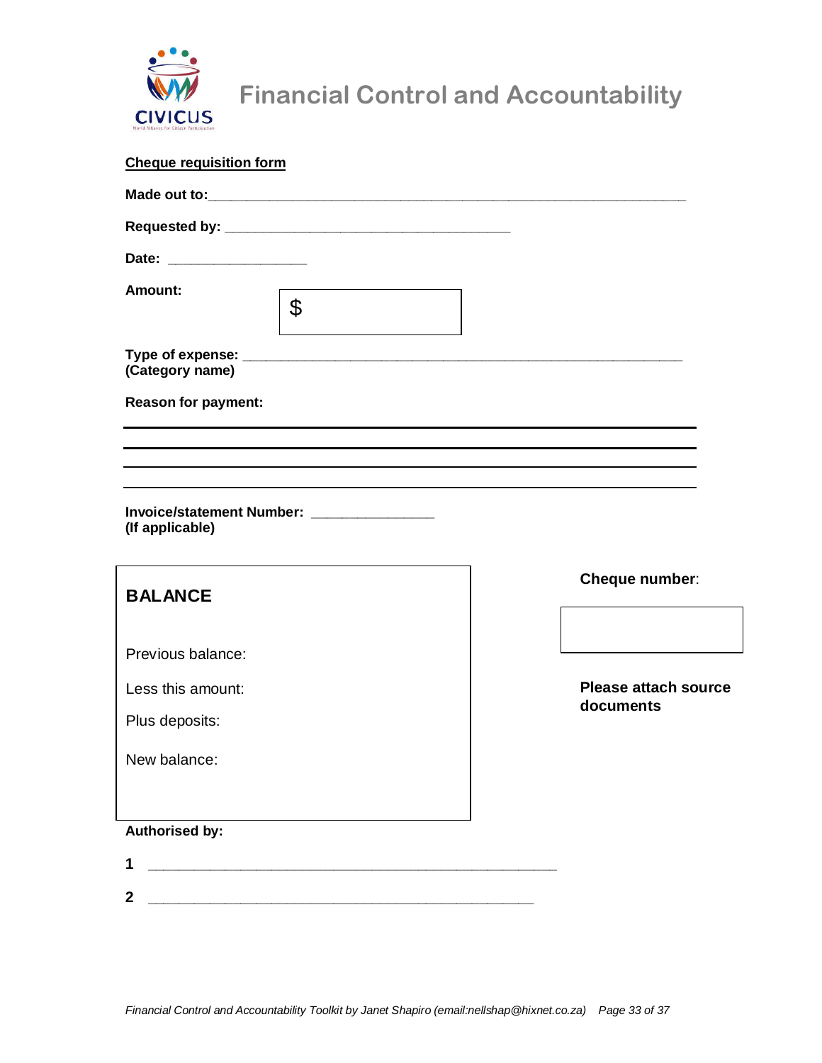# Financial Control and Accountability

**Cheque requisition form**

**Made out to:**_______________________________________________________________

**Requested by:** ____________________________________

**Date:** __________________

**Amount:** $

**Type of expense:** ________________________________________________________
**(Category name)**

**Reason for payment:**

___________________________________________________________________________

___________________________________________________________________________

___________________________________________________________________________

___________________________________________________________________________

**Invoice/statement Number:** ________________
**(If applicable)**

**BALANCE**

Previous balance:

Less this amount:

Plus deposits:

New balance:

**Cheque number**:

**Please attach source documents**

**Authorised by:**

**1** _____________________________________________________

**2** __________________________________________________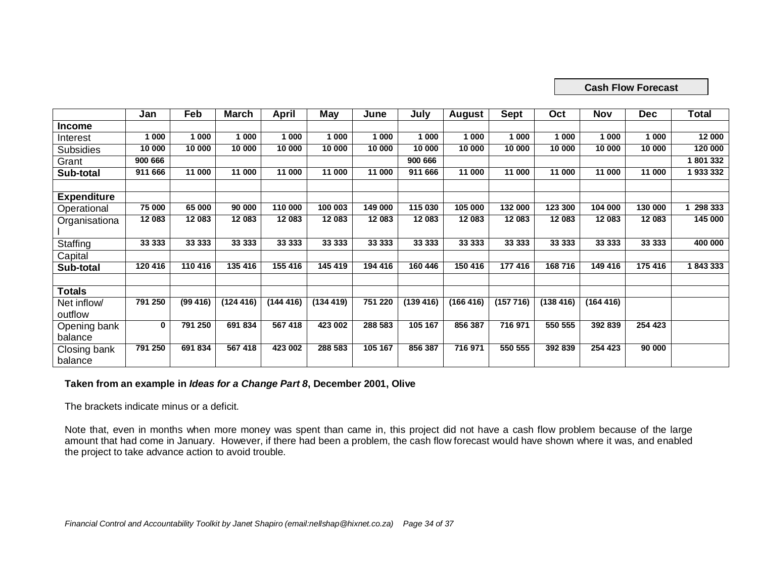**Cash Flow Forecast**

| | Jan | Feb | March | April | May | June | July | August | Sept | Oct | Nov | Dec | Total |
|---|---|---|---|---|---|---|---|---|---|---|---|---|---|
| **Income** | | | | | | | | | | | | | |
| Interest | 1 000 | 1 000 | 1 000 | 1 000 | 1 000 | 1 000 | 1 000 | 1 000 | 1 000 | 1 000 | 1 000 | 1 000 | 12 000 |
| Subsidies | 10 000 | 10 000 | 10 000 | 10 000 | 10 000 | 10 000 | 10 000 | 10 000 | 10 000 | 10 000 | 10 000 | 10 000 | 120 000 |
| Grant | 900 666 | | | | | | 900 666 | | | | | | 1 801 332 |
| **Sub-total** | 911 666 | 11 000 | 11 000 | 11 000 | 11 000 | 11 000 | 911 666 | 11 000 | 11 000 | 11 000 | 11 000 | 11 000 | 1 933 332 |
| | | | | | | | | | | | | | |
| **Expenditure** | | | | | | | | | | | | | |
| Operational | 75 000 | 65 000 | 90 000 | 110 000 | 100 003 | 149 000 | 115 030 | 105 000 | 132 000 | 123 300 | 104 000 | 130 000 | 1 298 333 |
| Organisational | 12 083 | 12 083 | 12 083 | 12 083 | 12 083 | 12 083 | 12 083 | 12 083 | 12 083 | 12 083 | 12 083 | 12 083 | 145 000 |
| Staffing | 33 333 | 33 333 | 33 333 | 33 333 | 33 333 | 33 333 | 33 333 | 33 333 | 33 333 | 33 333 | 33 333 | 33 333 | 400 000 |
| Capital | | | | | | | | | | | | | |
| **Sub-total** | 120 416 | 110 416 | 135 416 | 155 416 | 145 419 | 194 416 | 160 446 | 150 416 | 177 416 | 168 716 | 149 416 | 175 416 | 1 843 333 |
| | | | | | | | | | | | | | |
| **Totals** | | | | | | | | | | | | | |
| Net inflow/ outflow | 791 250 | (99 416) | (124 416) | (144 416) | (134 419) | 751 220 | (139 416) | (166 416) | (157 716) | (138 416) | (164 416) | | |
| Opening bank balance | 0 | 791 250 | 691 834 | 567 418 | 423 002 | 288 583 | 105 167 | 856 387 | 716 971 | 550 555 | 392 839 | 254 423 | |
| Closing bank balance | 791 250 | 691 834 | 567 418 | 423 002 | 288 583 | 105 167 | 856 387 | 716 971 | 550 555 | 392 839 | 254 423 | 90 000 | |

**Taken from an example in *Ideas for a Change Part 8*, December 2001, Olive**

The brackets indicate minus or a deficit.

Note that, even in months when more money was spent than came in, this project did not have a cash flow problem because of the large amount that had come in January. However, if there had been a problem, the cash flow forecast would have shown where it was, and enabled the project to take advance action to avoid trouble.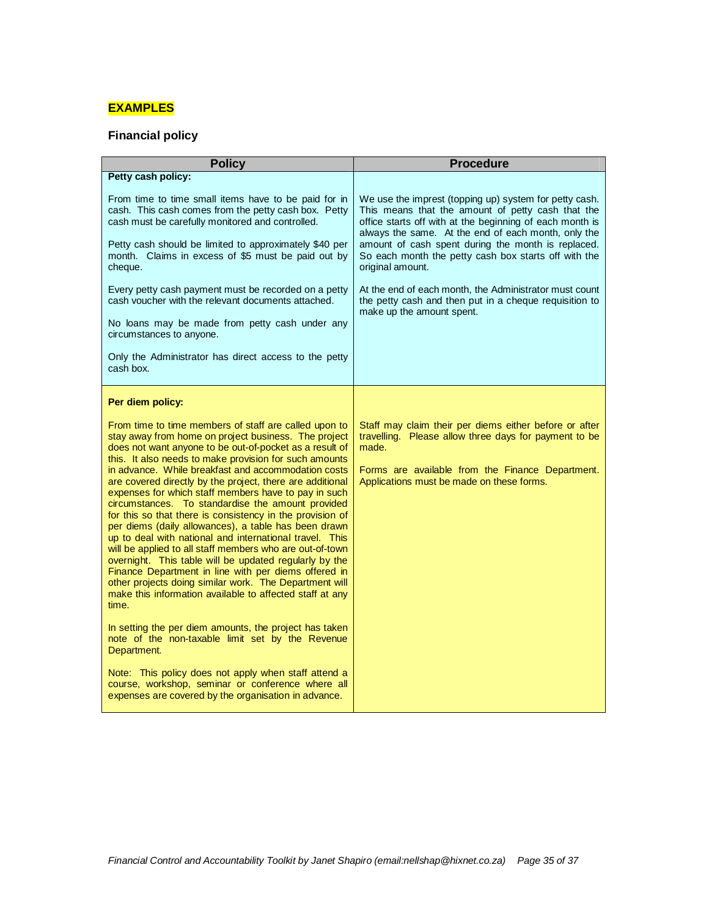**EXAMPLES**

## Financial policy

| Policy | Procedure |
|---|---|
| **Petty cash policy:**<br><br>From time to time small items have to be paid for in cash. This cash comes from the petty cash box. Petty cash must be carefully monitored and controlled.<br><br>Petty cash should be limited to approximately $40 per month. Claims in excess of $5 must be paid out by cheque.<br><br>Every petty cash payment must be recorded on a petty cash voucher with the relevant documents attached.<br><br>No loans may be made from petty cash under any circumstances to anyone.<br><br>Only the Administrator has direct access to the petty cash box. | We use the imprest (topping up) system for petty cash. This means that the amount of petty cash that the office starts off with at the beginning of each month is always the same. At the end of each month, only the amount of cash spent during the month is replaced. So each month the petty cash box starts off with the original amount.<br><br>At the end of each month, the Administrator must count the petty cash and then put in a cheque requisition to make up the amount spent. |
| **Per diem policy:**<br><br>From time to time members of staff are called upon to stay away from home on project business. The project does not want anyone to be out-of-pocket as a result of this. It also needs to make provision for such amounts in advance. While breakfast and accommodation costs are covered directly by the project, there are additional expenses for which staff members have to pay in such circumstances. To standardise the amount provided for this so that there is consistency in the provision of per diems (daily allowances), a table has been drawn up to deal with national and international travel. This will be applied to all staff members who are out-of-town overnight. This table will be updated regularly by the Finance Department in line with per diems offered in other projects doing similar work. The Department will make this information available to affected staff at any time.<br><br>In setting the per diem amounts, the project has taken note of the non-taxable limit set by the Revenue Department.<br><br>Note: This policy does not apply when staff attend a course, workshop, seminar or conference where all expenses are covered by the organisation in advance. | Staff may claim their per diems either before or after travelling. Please allow three days for payment to be made.<br><br>Forms are available from the Finance Department. Applications must be made on these forms. |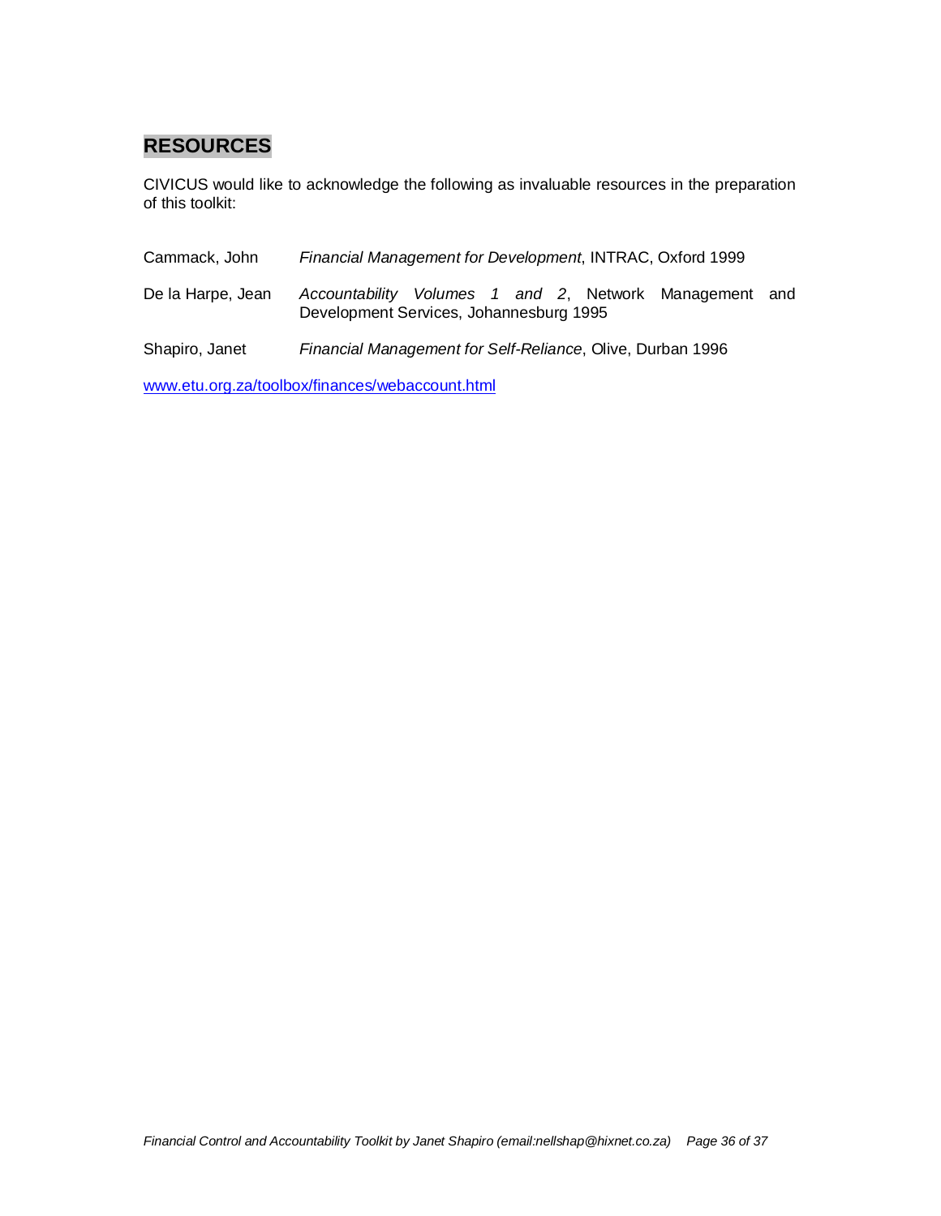## RESOURCES

CIVICUS would like to acknowledge the following as invaluable resources in the preparation of this toolkit:

Cammack, John — *Financial Management for Development*, INTRAC, Oxford 1999

De la Harpe, Jean — *Accountability Volumes 1 and 2*, Network Management and Development Services, Johannesburg 1995

Shapiro, Janet — *Financial Management for Self-Reliance*, Olive, Durban 1996

www.etu.org.za/toolbox/finances/webaccount.html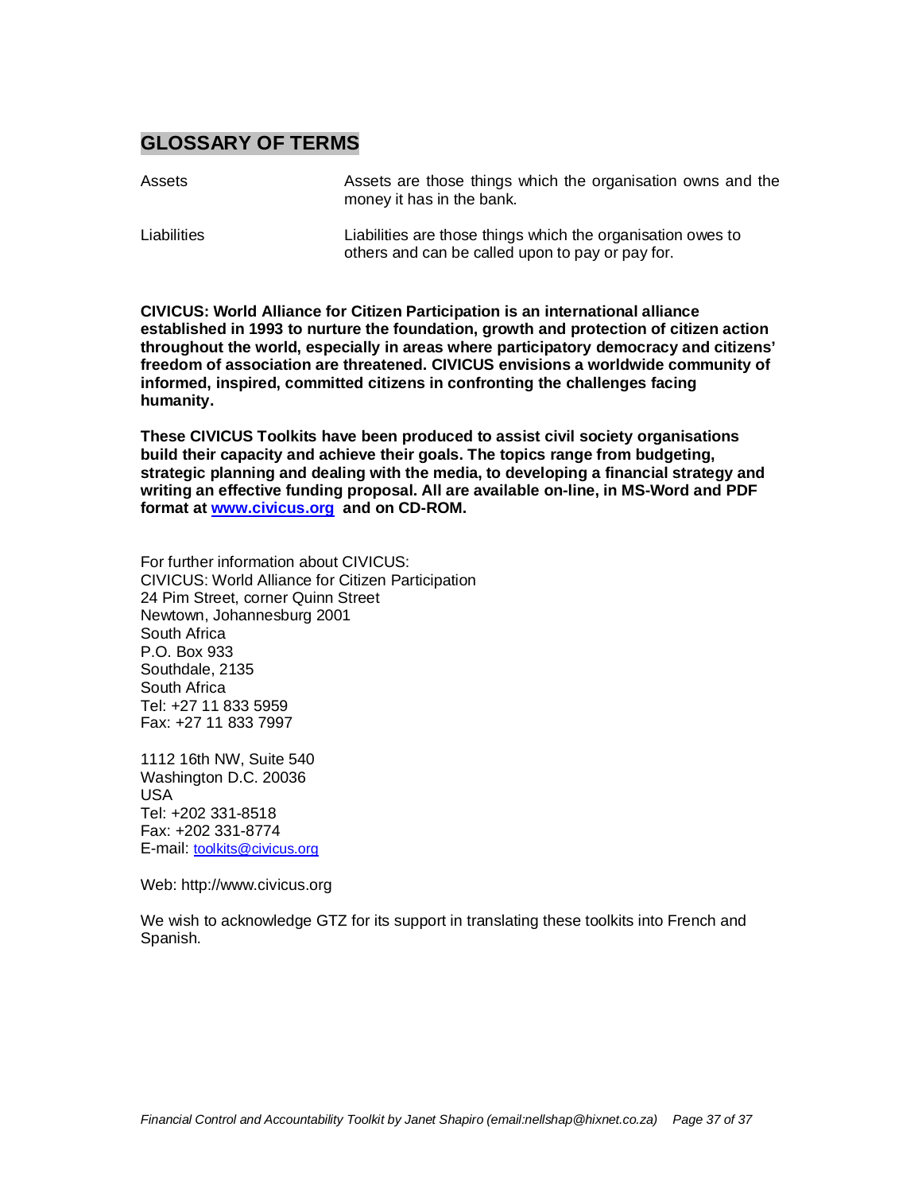## GLOSSARY OF TERMS

| | |
|---|---|
| Assets | Assets are those things which the organisation owns and the money it has in the bank. |
| Liabilities | Liabilities are those things which the organisation owes to others and can be called upon to pay or pay for. |

**CIVICUS: World Alliance for Citizen Participation is an international alliance established in 1993 to nurture the foundation, growth and protection of citizen action throughout the world, especially in areas where participatory democracy and citizens' freedom of association are threatened. CIVICUS envisions a worldwide community of informed, inspired, committed citizens in confronting the challenges facing humanity.**

**These CIVICUS Toolkits have been produced to assist civil society organisations build their capacity and achieve their goals. The topics range from budgeting, strategic planning and dealing with the media, to developing a financial strategy and writing an effective funding proposal. All are available on-line, in MS-Word and PDF format at [www.civicus.org](http://www.civicus.org) and on CD-ROM.**

For further information about CIVICUS:
CIVICUS: World Alliance for Citizen Participation
24 Pim Street, corner Quinn Street
Newtown, Johannesburg 2001
South Africa
P.O. Box 933
Southdale, 2135
South Africa
Tel: +27 11 833 5959
Fax: +27 11 833 7997

1112 16th NW, Suite 540
Washington D.C. 20036
USA
Tel: +202 331-8518
Fax: +202 331-8774
E-mail: toolkits@civicus.org

Web: http://www.civicus.org

We wish to acknowledge GTZ for its support in translating these toolkits into French and Spanish.